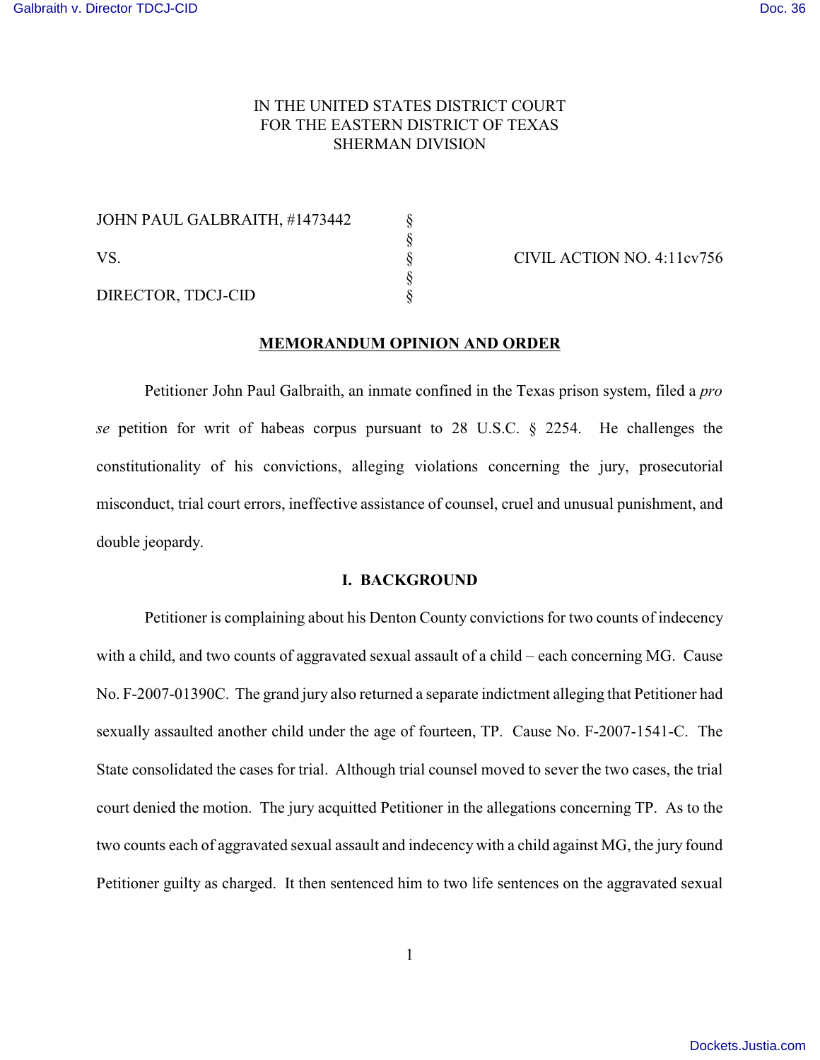IN THE UNITED STATES DISTRICT COURT
FOR THE EASTERN DISTRICT OF TEXAS
SHERMAN DIVISION

| | | |
|---|---|---|
| JOHN PAUL GALBRAITH, #1473442 | § | |
| | § | |
| VS. | § | CIVIL ACTION NO. 4:11cv756 |
| | § | |
| DIRECTOR, TDCJ-CID | § | |

## MEMORANDUM OPINION AND ORDER

Petitioner John Paul Galbraith, an inmate confined in the Texas prison system, filed a *pro se* petition for writ of habeas corpus pursuant to 28 U.S.C. § 2254. He challenges the constitutionality of his convictions, alleging violations concerning the jury, prosecutorial misconduct, trial court errors, ineffective assistance of counsel, cruel and unusual punishment, and double jeopardy.

## I. BACKGROUND

Petitioner is complaining about his Denton County convictions for two counts of indecency with a child, and two counts of aggravated sexual assault of a child – each concerning MG. Cause No. F-2007-01390C. The grand jury also returned a separate indictment alleging that Petitioner had sexually assaulted another child under the age of fourteen, TP. Cause No. F-2007-1541-C. The State consolidated the cases for trial. Although trial counsel moved to sever the two cases, the trial court denied the motion. The jury acquitted Petitioner in the allegations concerning TP. As to the two counts each of aggravated sexual assault and indecency with a child against MG, the jury found Petitioner guilty as charged. It then sentenced him to two life sentences on the aggravated sexual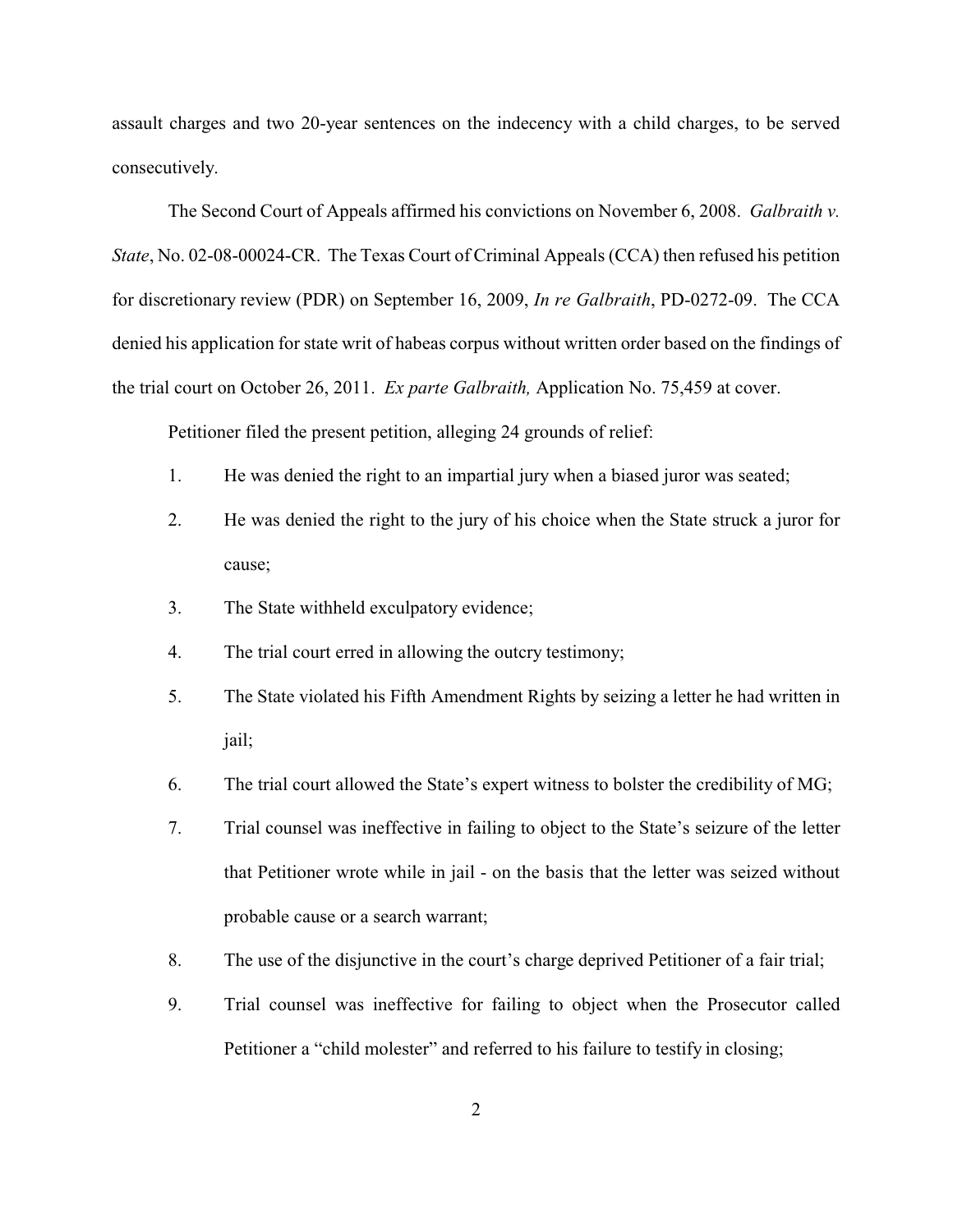assault charges and two 20-year sentences on the indecency with a child charges, to be served consecutively.

The Second Court of Appeals affirmed his convictions on November 6, 2008. *Galbraith v. State*, No. 02-08-00024-CR. The Texas Court of Criminal Appeals (CCA) then refused his petition for discretionary review (PDR) on September 16, 2009, *In re Galbraith*, PD-0272-09. The CCA denied his application for state writ of habeas corpus without written order based on the findings of the trial court on October 26, 2011. *Ex parte Galbraith,* Application No. 75,459 at cover.

Petitioner filed the present petition, alleging 24 grounds of relief:

1. He was denied the right to an impartial jury when a biased juror was seated;
2. He was denied the right to the jury of his choice when the State struck a juror for cause;
3. The State withheld exculpatory evidence;
4. The trial court erred in allowing the outcry testimony;
5. The State violated his Fifth Amendment Rights by seizing a letter he had written in jail;
6. The trial court allowed the State's expert witness to bolster the credibility of MG;
7. Trial counsel was ineffective in failing to object to the State's seizure of the letter that Petitioner wrote while in jail - on the basis that the letter was seized without probable cause or a search warrant;
8. The use of the disjunctive in the court's charge deprived Petitioner of a fair trial;
9. Trial counsel was ineffective for failing to object when the Prosecutor called Petitioner a "child molester" and referred to his failure to testify in closing;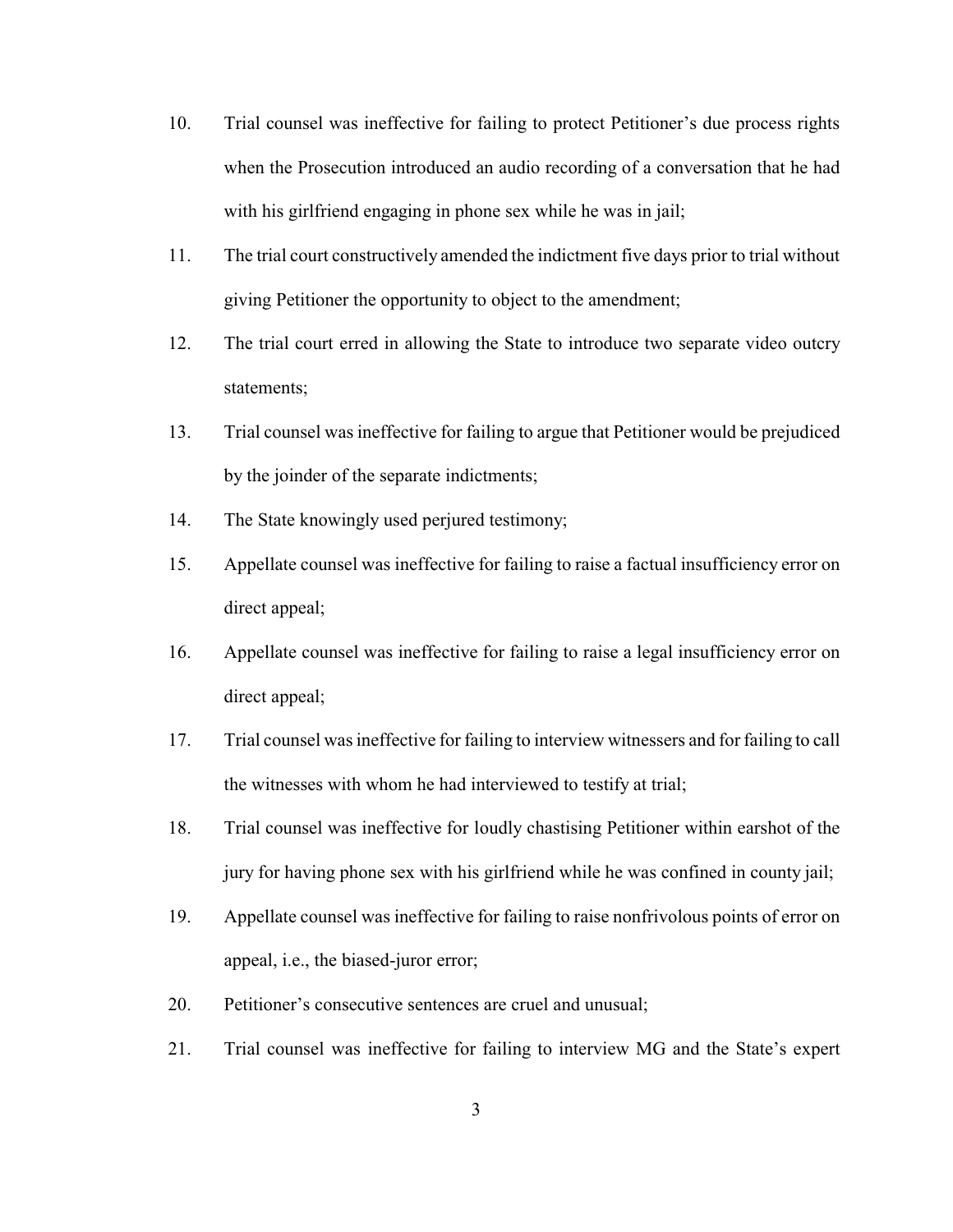10. Trial counsel was ineffective for failing to protect Petitioner's due process rights when the Prosecution introduced an audio recording of a conversation that he had with his girlfriend engaging in phone sex while he was in jail;

11. The trial court constructively amended the indictment five days prior to trial without giving Petitioner the opportunity to object to the amendment;

12. The trial court erred in allowing the State to introduce two separate video outcry statements;

13. Trial counsel was ineffective for failing to argue that Petitioner would be prejudiced by the joinder of the separate indictments;

14. The State knowingly used perjured testimony;

15. Appellate counsel was ineffective for failing to raise a factual insufficiency error on direct appeal;

16. Appellate counsel was ineffective for failing to raise a legal insufficiency error on direct appeal;

17. Trial counsel was ineffective for failing to interview witnessers and for failing to call the witnesses with whom he had interviewed to testify at trial;

18. Trial counsel was ineffective for loudly chastising Petitioner within earshot of the jury for having phone sex with his girlfriend while he was confined in county jail;

19. Appellate counsel was ineffective for failing to raise nonfrivolous points of error on appeal, i.e., the biased-juror error;

20. Petitioner's consecutive sentences are cruel and unusual;

21. Trial counsel was ineffective for failing to interview MG and the State's expert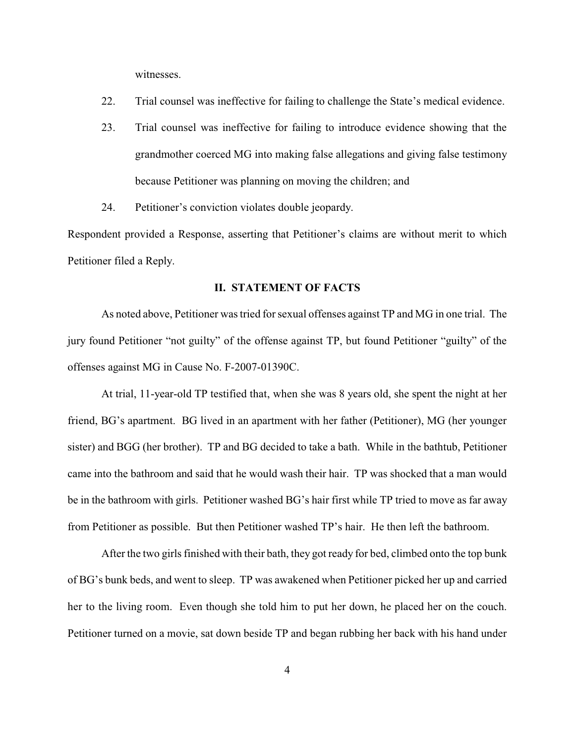witnesses.

22. Trial counsel was ineffective for failing to challenge the State's medical evidence.

23. Trial counsel was ineffective for failing to introduce evidence showing that the grandmother coerced MG into making false allegations and giving false testimony because Petitioner was planning on moving the children; and

24. Petitioner's conviction violates double jeopardy.

Respondent provided a Response, asserting that Petitioner's claims are without merit to which Petitioner filed a Reply.

## II. STATEMENT OF FACTS

As noted above, Petitioner was tried for sexual offenses against TP and MG in one trial. The jury found Petitioner "not guilty" of the offense against TP, but found Petitioner "guilty" of the offenses against MG in Cause No. F-2007-01390C.

At trial, 11-year-old TP testified that, when she was 8 years old, she spent the night at her friend, BG's apartment. BG lived in an apartment with her father (Petitioner), MG (her younger sister) and BGG (her brother). TP and BG decided to take a bath. While in the bathtub, Petitioner came into the bathroom and said that he would wash their hair. TP was shocked that a man would be in the bathroom with girls. Petitioner washed BG's hair first while TP tried to move as far away from Petitioner as possible. But then Petitioner washed TP's hair. He then left the bathroom.

After the two girls finished with their bath, they got ready for bed, climbed onto the top bunk of BG's bunk beds, and went to sleep. TP was awakened when Petitioner picked her up and carried her to the living room. Even though she told him to put her down, he placed her on the couch. Petitioner turned on a movie, sat down beside TP and began rubbing her back with his hand under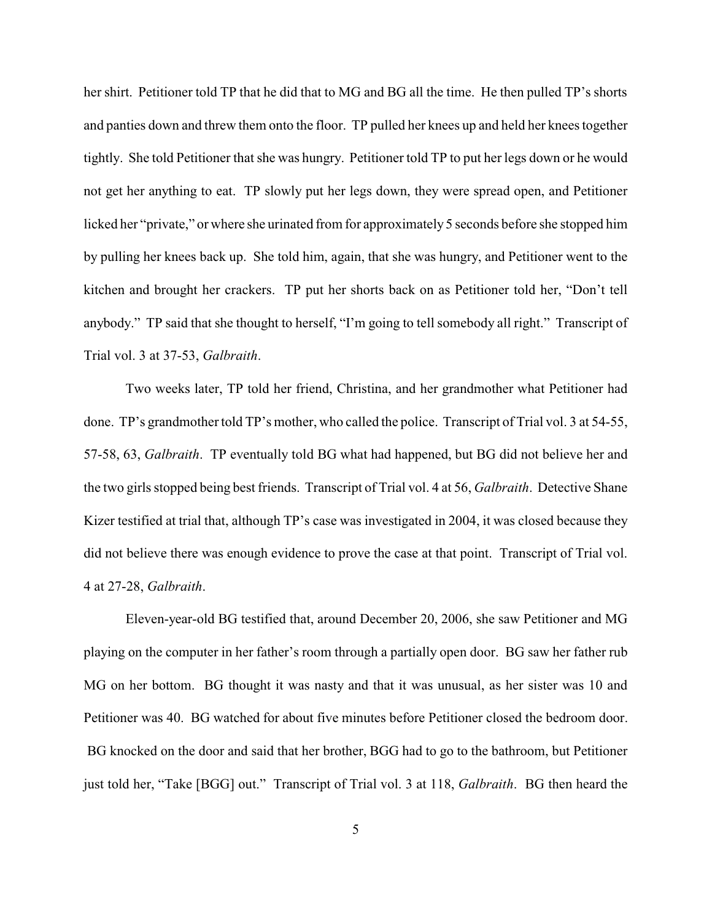her shirt. Petitioner told TP that he did that to MG and BG all the time. He then pulled TP's shorts and panties down and threw them onto the floor. TP pulled her knees up and held her knees together tightly. She told Petitioner that she was hungry. Petitioner told TP to put her legs down or he would not get her anything to eat. TP slowly put her legs down, they were spread open, and Petitioner licked her "private," or where she urinated from for approximately 5 seconds before she stopped him by pulling her knees back up. She told him, again, that she was hungry, and Petitioner went to the kitchen and brought her crackers. TP put her shorts back on as Petitioner told her, "Don't tell anybody." TP said that she thought to herself, "I'm going to tell somebody all right." Transcript of Trial vol. 3 at 37-53, *Galbraith*.

Two weeks later, TP told her friend, Christina, and her grandmother what Petitioner had done. TP's grandmother told TP's mother, who called the police. Transcript of Trial vol. 3 at 54-55, 57-58, 63, *Galbraith*. TP eventually told BG what had happened, but BG did not believe her and the two girls stopped being best friends. Transcript of Trial vol. 4 at 56, *Galbraith*. Detective Shane Kizer testified at trial that, although TP's case was investigated in 2004, it was closed because they did not believe there was enough evidence to prove the case at that point. Transcript of Trial vol. 4 at 27-28, *Galbraith*.

Eleven-year-old BG testified that, around December 20, 2006, she saw Petitioner and MG playing on the computer in her father's room through a partially open door. BG saw her father rub MG on her bottom. BG thought it was nasty and that it was unusual, as her sister was 10 and Petitioner was 40. BG watched for about five minutes before Petitioner closed the bedroom door. BG knocked on the door and said that her brother, BGG had to go to the bathroom, but Petitioner just told her, "Take [BGG] out." Transcript of Trial vol. 3 at 118, *Galbraith*. BG then heard the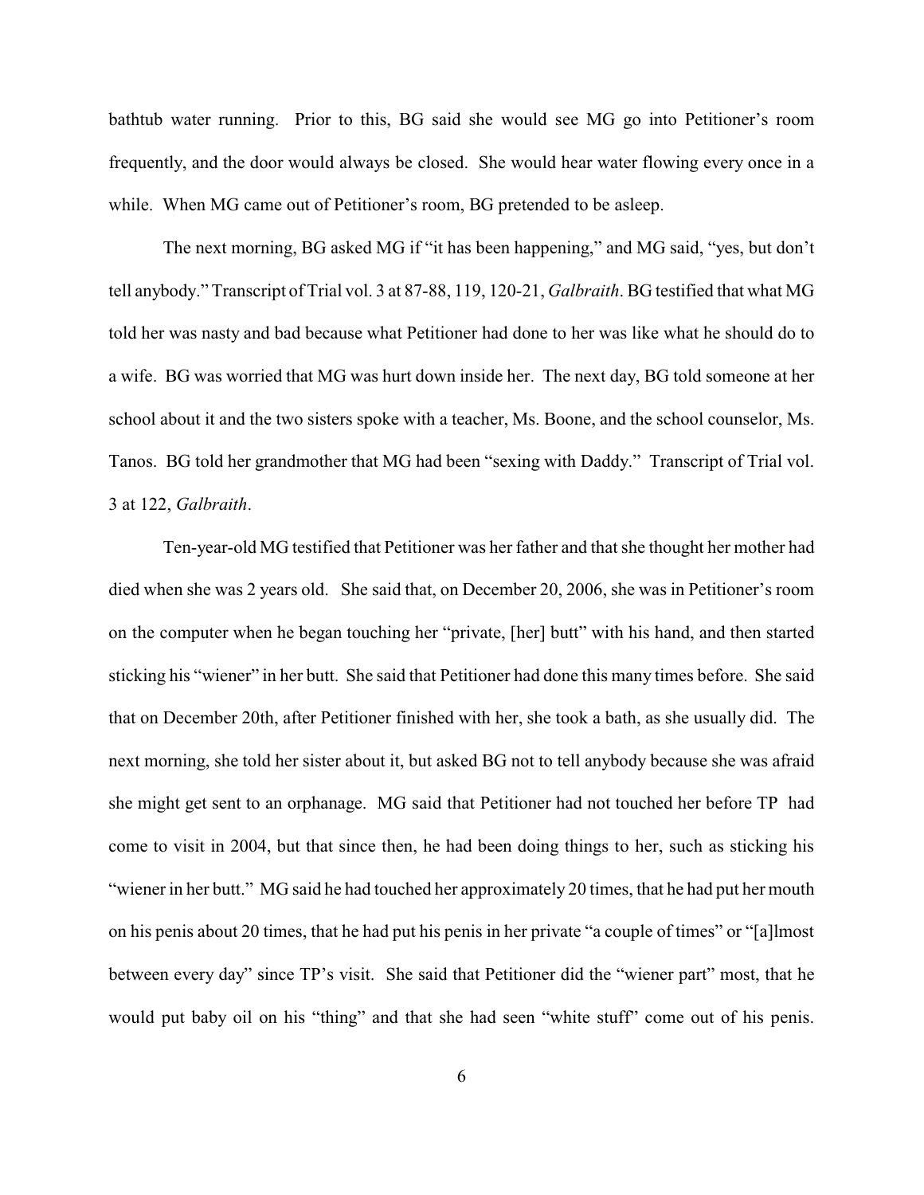bathtub water running. Prior to this, BG said she would see MG go into Petitioner's room frequently, and the door would always be closed. She would hear water flowing every once in a while. When MG came out of Petitioner's room, BG pretended to be asleep.

The next morning, BG asked MG if "it has been happening," and MG said, "yes, but don't tell anybody." Transcript of Trial vol. 3 at 87-88, 119, 120-21, *Galbraith*. BG testified that what MG told her was nasty and bad because what Petitioner had done to her was like what he should do to a wife. BG was worried that MG was hurt down inside her. The next day, BG told someone at her school about it and the two sisters spoke with a teacher, Ms. Boone, and the school counselor, Ms. Tanos. BG told her grandmother that MG had been "sexing with Daddy." Transcript of Trial vol. 3 at 122, *Galbraith*.

Ten-year-old MG testified that Petitioner was her father and that she thought her mother had died when she was 2 years old. She said that, on December 20, 2006, she was in Petitioner's room on the computer when he began touching her "private, [her] butt" with his hand, and then started sticking his "wiener" in her butt. She said that Petitioner had done this many times before. She said that on December 20th, after Petitioner finished with her, she took a bath, as she usually did. The next morning, she told her sister about it, but asked BG not to tell anybody because she was afraid she might get sent to an orphanage. MG said that Petitioner had not touched her before TP had come to visit in 2004, but that since then, he had been doing things to her, such as sticking his "wiener in her butt." MG said he had touched her approximately 20 times, that he had put her mouth on his penis about 20 times, that he had put his penis in her private "a couple of times" or "[a]lmost between every day" since TP's visit. She said that Petitioner did the "wiener part" most, that he would put baby oil on his "thing" and that she had seen "white stuff" come out of his penis.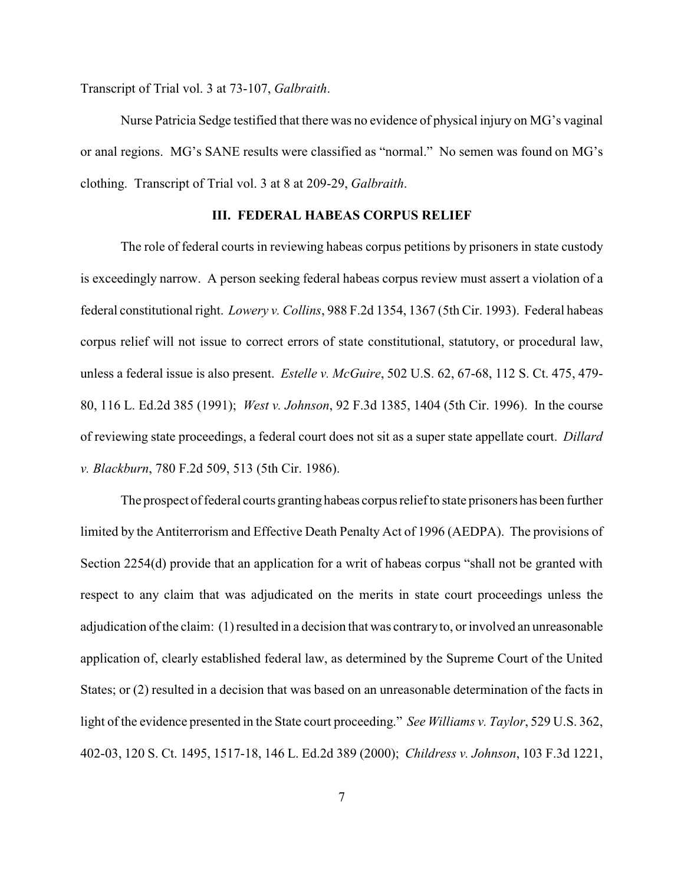Transcript of Trial vol. 3 at 73-107, *Galbraith*.

Nurse Patricia Sedge testified that there was no evidence of physical injury on MG's vaginal or anal regions. MG's SANE results were classified as "normal." No semen was found on MG's clothing. Transcript of Trial vol. 3 at 8 at 209-29, *Galbraith*.

## III. FEDERAL HABEAS CORPUS RELIEF

The role of federal courts in reviewing habeas corpus petitions by prisoners in state custody is exceedingly narrow. A person seeking federal habeas corpus review must assert a violation of a federal constitutional right. *Lowery v. Collins*, 988 F.2d 1354, 1367 (5th Cir. 1993). Federal habeas corpus relief will not issue to correct errors of state constitutional, statutory, or procedural law, unless a federal issue is also present. *Estelle v. McGuire*, 502 U.S. 62, 67-68, 112 S. Ct. 475, 479-80, 116 L. Ed.2d 385 (1991); *West v. Johnson*, 92 F.3d 1385, 1404 (5th Cir. 1996). In the course of reviewing state proceedings, a federal court does not sit as a super state appellate court. *Dillard v. Blackburn*, 780 F.2d 509, 513 (5th Cir. 1986).

The prospect of federal courts granting habeas corpus relief to state prisoners has been further limited by the Antiterrorism and Effective Death Penalty Act of 1996 (AEDPA). The provisions of Section 2254(d) provide that an application for a writ of habeas corpus "shall not be granted with respect to any claim that was adjudicated on the merits in state court proceedings unless the adjudication of the claim: (1) resulted in a decision that was contrary to, or involved an unreasonable application of, clearly established federal law, as determined by the Supreme Court of the United States; or (2) resulted in a decision that was based on an unreasonable determination of the facts in light of the evidence presented in the State court proceeding." *See Williams v. Taylor*, 529 U.S. 362, 402-03, 120 S. Ct. 1495, 1517-18, 146 L. Ed.2d 389 (2000); *Childress v. Johnson*, 103 F.3d 1221,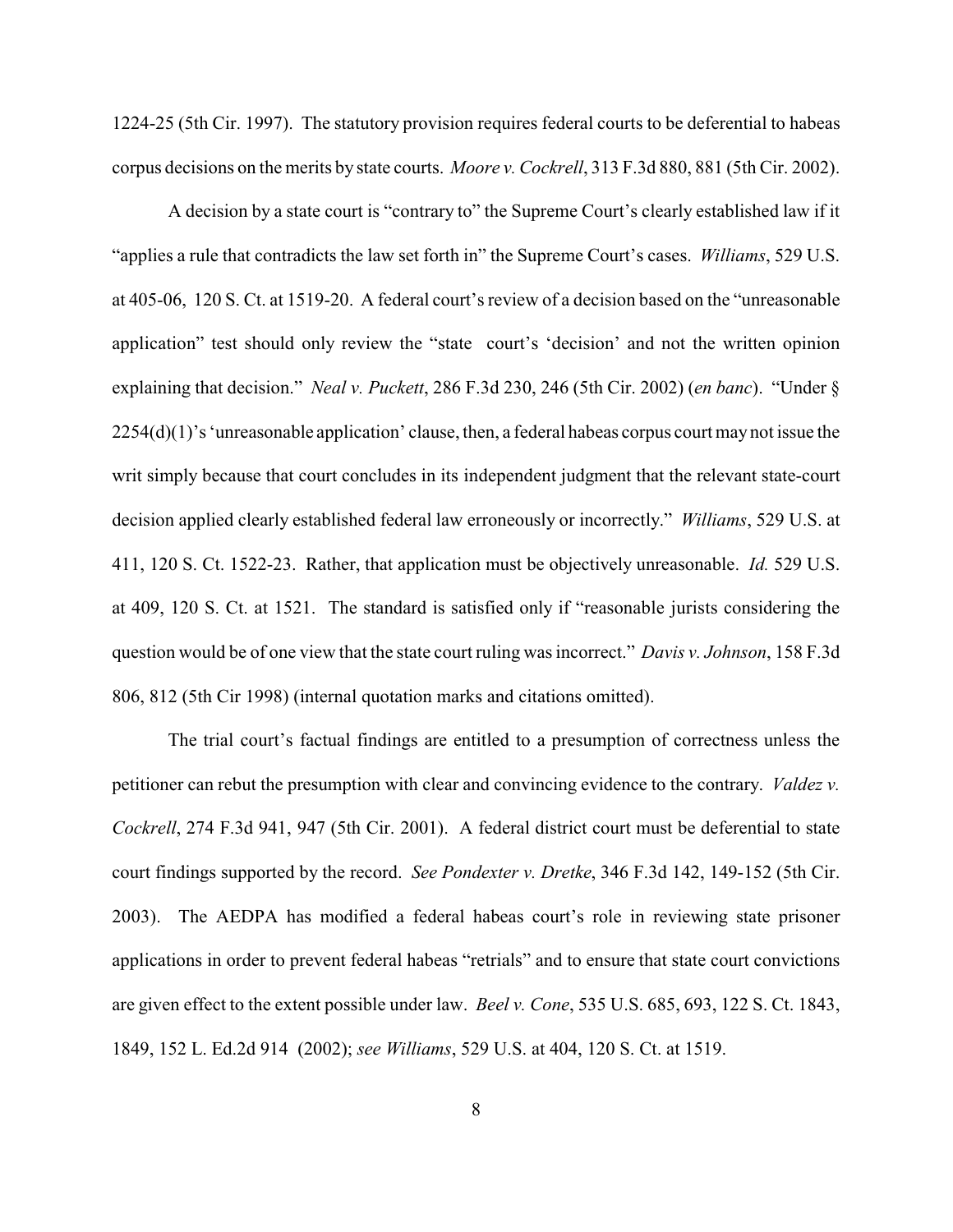1224-25 (5th Cir. 1997). The statutory provision requires federal courts to be deferential to habeas corpus decisions on the merits by state courts. *Moore v. Cockrell*, 313 F.3d 880, 881 (5th Cir. 2002).

A decision by a state court is "contrary to" the Supreme Court's clearly established law if it "applies a rule that contradicts the law set forth in" the Supreme Court's cases. *Williams*, 529 U.S. at 405-06, 120 S. Ct. at 1519-20. A federal court's review of a decision based on the "unreasonable application" test should only review the "state court's 'decision' and not the written opinion explaining that decision." *Neal v. Puckett*, 286 F.3d 230, 246 (5th Cir. 2002) (*en banc*). "Under § 2254(d)(1)'s 'unreasonable application' clause, then, a federal habeas corpus court may not issue the writ simply because that court concludes in its independent judgment that the relevant state-court decision applied clearly established federal law erroneously or incorrectly." *Williams*, 529 U.S. at 411, 120 S. Ct. 1522-23. Rather, that application must be objectively unreasonable. *Id.* 529 U.S. at 409, 120 S. Ct. at 1521. The standard is satisfied only if "reasonable jurists considering the question would be of one view that the state court ruling was incorrect." *Davis v. Johnson*, 158 F.3d 806, 812 (5th Cir 1998) (internal quotation marks and citations omitted).

The trial court's factual findings are entitled to a presumption of correctness unless the petitioner can rebut the presumption with clear and convincing evidence to the contrary. *Valdez v. Cockrell*, 274 F.3d 941, 947 (5th Cir. 2001). A federal district court must be deferential to state court findings supported by the record. *See Pondexter v. Dretke*, 346 F.3d 142, 149-152 (5th Cir. 2003). The AEDPA has modified a federal habeas court's role in reviewing state prisoner applications in order to prevent federal habeas "retrials" and to ensure that state court convictions are given effect to the extent possible under law. *Beel v. Cone*, 535 U.S. 685, 693, 122 S. Ct. 1843, 1849, 152 L. Ed.2d 914 (2002); *see Williams*, 529 U.S. at 404, 120 S. Ct. at 1519.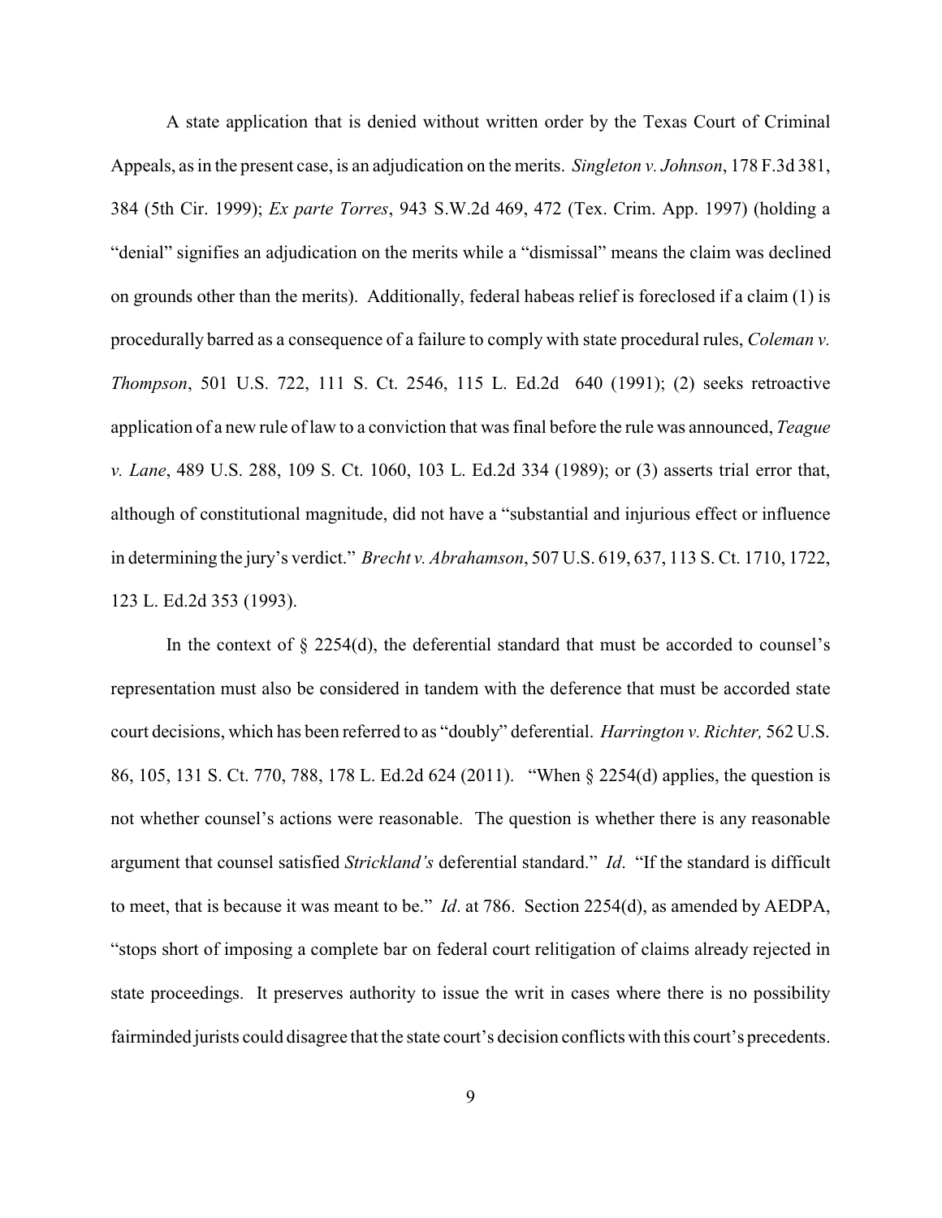A state application that is denied without written order by the Texas Court of Criminal Appeals, as in the present case, is an adjudication on the merits. *Singleton v. Johnson*, 178 F.3d 381, 384 (5th Cir. 1999); *Ex parte Torres*, 943 S.W.2d 469, 472 (Tex. Crim. App. 1997) (holding a "denial" signifies an adjudication on the merits while a "dismissal" means the claim was declined on grounds other than the merits). Additionally, federal habeas relief is foreclosed if a claim (1) is procedurally barred as a consequence of a failure to comply with state procedural rules, *Coleman v. Thompson*, 501 U.S. 722, 111 S. Ct. 2546, 115 L. Ed.2d 640 (1991); (2) seeks retroactive application of a new rule of law to a conviction that was final before the rule was announced, *Teague v. Lane*, 489 U.S. 288, 109 S. Ct. 1060, 103 L. Ed.2d 334 (1989); or (3) asserts trial error that, although of constitutional magnitude, did not have a "substantial and injurious effect or influence in determining the jury's verdict." *Brecht v. Abrahamson*, 507 U.S. 619, 637, 113 S. Ct. 1710, 1722, 123 L. Ed.2d 353 (1993).

In the context of § 2254(d), the deferential standard that must be accorded to counsel's representation must also be considered in tandem with the deference that must be accorded state court decisions, which has been referred to as "doubly" deferential. *Harrington v. Richter,* 562 U.S. 86, 105, 131 S. Ct. 770, 788, 178 L. Ed.2d 624 (2011). "When § 2254(d) applies, the question is not whether counsel's actions were reasonable. The question is whether there is any reasonable argument that counsel satisfied *Strickland's* deferential standard." *Id*. "If the standard is difficult to meet, that is because it was meant to be." *Id*. at 786. Section 2254(d), as amended by AEDPA, "stops short of imposing a complete bar on federal court relitigation of claims already rejected in state proceedings. It preserves authority to issue the writ in cases where there is no possibility fairminded jurists could disagree that the state court's decision conflicts with this court's precedents.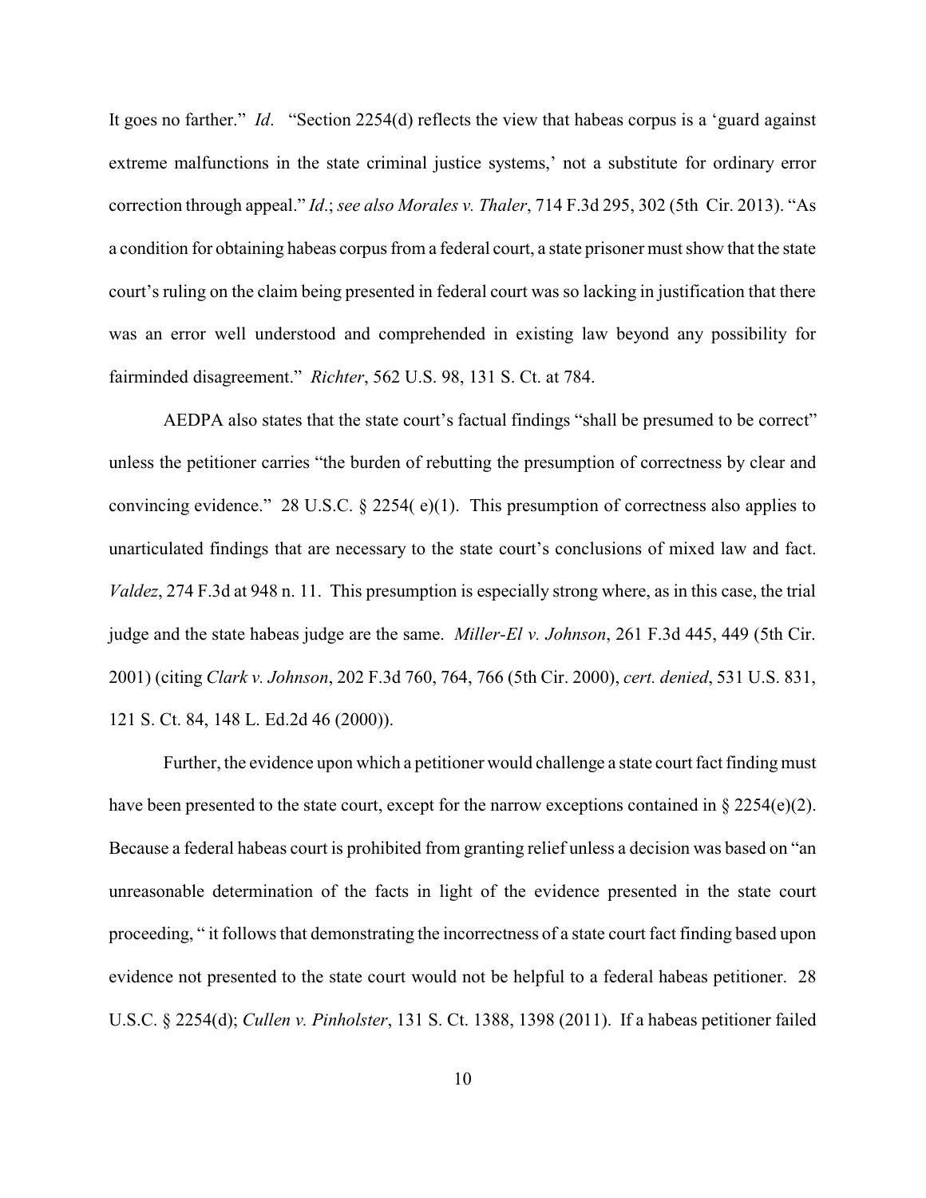It goes no farther." *Id*. "Section 2254(d) reflects the view that habeas corpus is a 'guard against extreme malfunctions in the state criminal justice systems,' not a substitute for ordinary error correction through appeal." *Id*.; *see also Morales v. Thaler*, 714 F.3d 295, 302 (5th Cir. 2013). "As a condition for obtaining habeas corpus from a federal court, a state prisoner must show that the state court's ruling on the claim being presented in federal court was so lacking in justification that there was an error well understood and comprehended in existing law beyond any possibility for fairminded disagreement." *Richter*, 562 U.S. 98, 131 S. Ct. at 784.

AEDPA also states that the state court's factual findings "shall be presumed to be correct" unless the petitioner carries "the burden of rebutting the presumption of correctness by clear and convincing evidence." 28 U.S.C. § 2254( e)(1). This presumption of correctness also applies to unarticulated findings that are necessary to the state court's conclusions of mixed law and fact. *Valdez*, 274 F.3d at 948 n. 11. This presumption is especially strong where, as in this case, the trial judge and the state habeas judge are the same. *Miller-El v. Johnson*, 261 F.3d 445, 449 (5th Cir. 2001) (citing *Clark v. Johnson*, 202 F.3d 760, 764, 766 (5th Cir. 2000), *cert. denied*, 531 U.S. 831, 121 S. Ct. 84, 148 L. Ed.2d 46 (2000)).

Further, the evidence upon which a petitioner would challenge a state court fact finding must have been presented to the state court, except for the narrow exceptions contained in § 2254(e)(2). Because a federal habeas court is prohibited from granting relief unless a decision was based on "an unreasonable determination of the facts in light of the evidence presented in the state court proceeding, " it follows that demonstrating the incorrectness of a state court fact finding based upon evidence not presented to the state court would not be helpful to a federal habeas petitioner. 28 U.S.C. § 2254(d); *Cullen v. Pinholster*, 131 S. Ct. 1388, 1398 (2011). If a habeas petitioner failed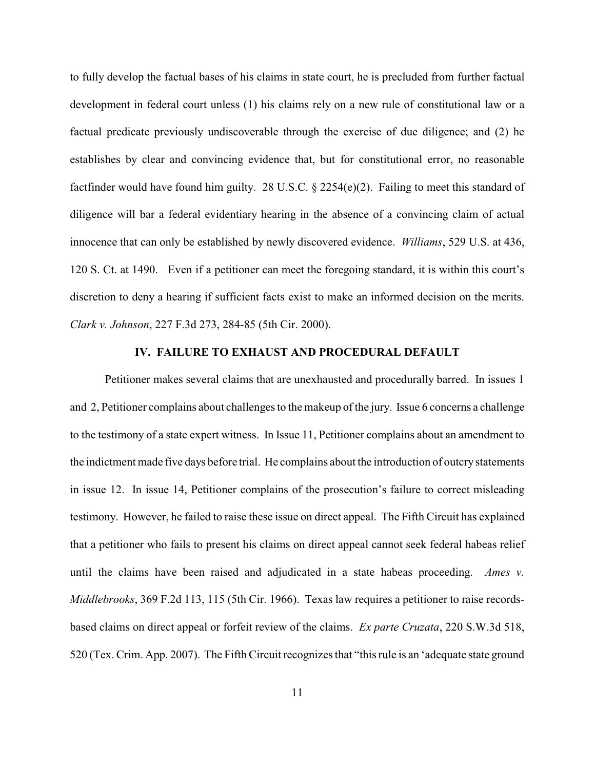to fully develop the factual bases of his claims in state court, he is precluded from further factual development in federal court unless (1) his claims rely on a new rule of constitutional law or a factual predicate previously undiscoverable through the exercise of due diligence; and (2) he establishes by clear and convincing evidence that, but for constitutional error, no reasonable factfinder would have found him guilty. 28 U.S.C. § 2254(e)(2). Failing to meet this standard of diligence will bar a federal evidentiary hearing in the absence of a convincing claim of actual innocence that can only be established by newly discovered evidence. *Williams*, 529 U.S. at 436, 120 S. Ct. at 1490. Even if a petitioner can meet the foregoing standard, it is within this court's discretion to deny a hearing if sufficient facts exist to make an informed decision on the merits. *Clark v. Johnson*, 227 F.3d 273, 284-85 (5th Cir. 2000).

## IV. FAILURE TO EXHAUST AND PROCEDURAL DEFAULT

Petitioner makes several claims that are unexhausted and procedurally barred. In issues 1 and 2, Petitioner complains about challenges to the makeup of the jury. Issue 6 concerns a challenge to the testimony of a state expert witness. In Issue 11, Petitioner complains about an amendment to the indictment made five days before trial. He complains about the introduction of outcry statements in issue 12. In issue 14, Petitioner complains of the prosecution's failure to correct misleading testimony. However, he failed to raise these issue on direct appeal. The Fifth Circuit has explained that a petitioner who fails to present his claims on direct appeal cannot seek federal habeas relief until the claims have been raised and adjudicated in a state habeas proceeding. *Ames v. Middlebrooks*, 369 F.2d 113, 115 (5th Cir. 1966). Texas law requires a petitioner to raise records-based claims on direct appeal or forfeit review of the claims. *Ex parte Cruzata*, 220 S.W.3d 518, 520 (Tex. Crim. App. 2007). The Fifth Circuit recognizes that "this rule is an 'adequate state ground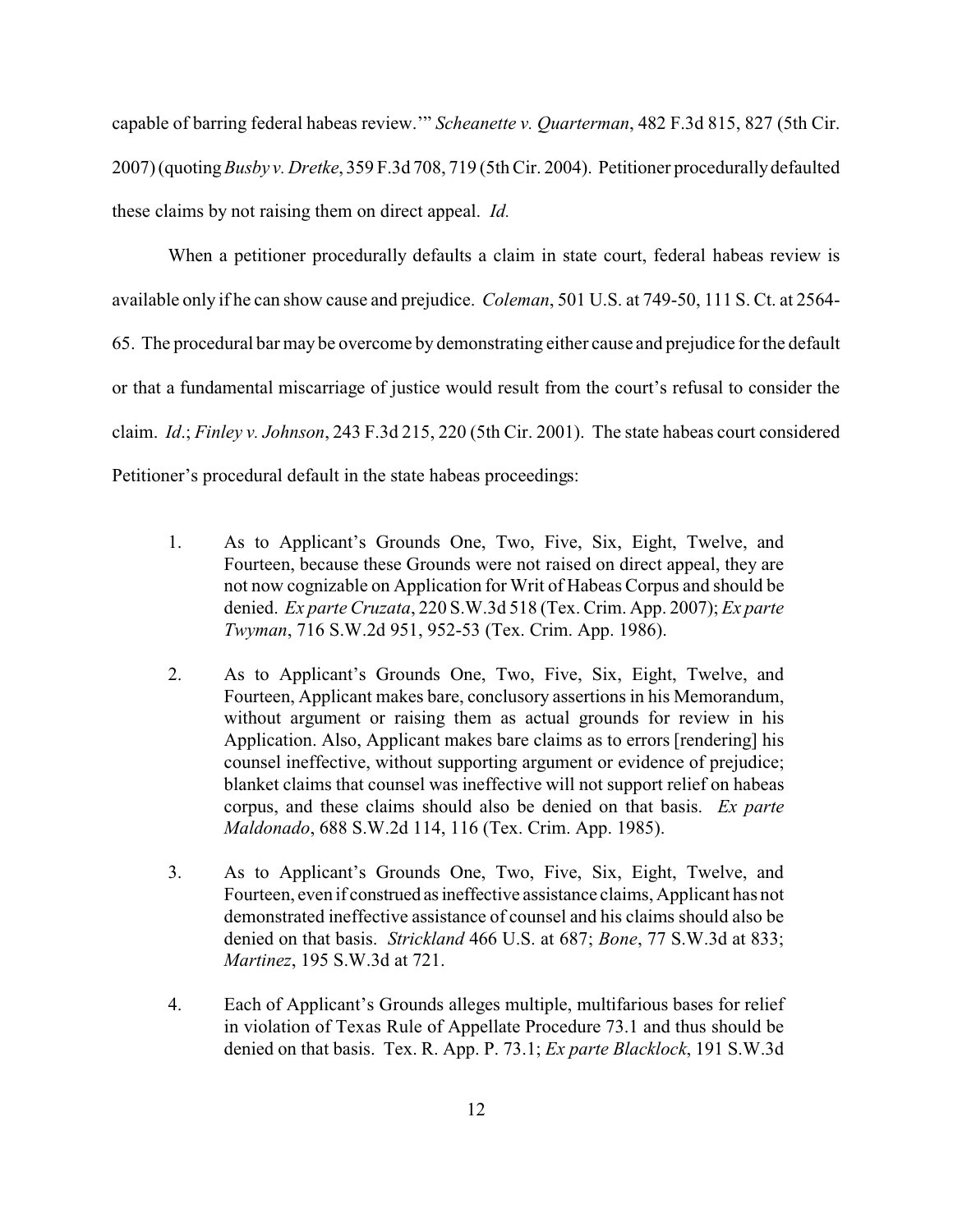capable of barring federal habeas review.'" *Scheanette v. Quarterman*, 482 F.3d 815, 827 (5th Cir. 2007) (quoting *Busby v. Dretke*, 359 F.3d 708, 719 (5th Cir. 2004). Petitioner procedurally defaulted these claims by not raising them on direct appeal. *Id.*

When a petitioner procedurally defaults a claim in state court, federal habeas review is available only if he can show cause and prejudice. *Coleman*, 501 U.S. at 749-50, 111 S. Ct. at 2564-65. The procedural bar may be overcome by demonstrating either cause and prejudice for the default or that a fundamental miscarriage of justice would result from the court's refusal to consider the claim. *Id*.; *Finley v. Johnson*, 243 F.3d 215, 220 (5th Cir. 2001). The state habeas court considered Petitioner's procedural default in the state habeas proceedings:

> 1. As to Applicant's Grounds One, Two, Five, Six, Eight, Twelve, and Fourteen, because these Grounds were not raised on direct appeal, they are not now cognizable on Application for Writ of Habeas Corpus and should be denied. *Ex parte Cruzata*, 220 S.W.3d 518 (Tex. Crim. App. 2007); *Ex parte Twyman*, 716 S.W.2d 951, 952-53 (Tex. Crim. App. 1986).
>
> 2. As to Applicant's Grounds One, Two, Five, Six, Eight, Twelve, and Fourteen, Applicant makes bare, conclusory assertions in his Memorandum, without argument or raising them as actual grounds for review in his Application. Also, Applicant makes bare claims as to errors [rendering] his counsel ineffective, without supporting argument or evidence of prejudice; blanket claims that counsel was ineffective will not support relief on habeas corpus, and these claims should also be denied on that basis. *Ex parte Maldonado*, 688 S.W.2d 114, 116 (Tex. Crim. App. 1985).
>
> 3. As to Applicant's Grounds One, Two, Five, Six, Eight, Twelve, and Fourteen, even if construed as ineffective assistance claims, Applicant has not demonstrated ineffective assistance of counsel and his claims should also be denied on that basis. *Strickland* 466 U.S. at 687; *Bone*, 77 S.W.3d at 833; *Martinez*, 195 S.W.3d at 721.
>
> 4. Each of Applicant's Grounds alleges multiple, multifarious bases for relief in violation of Texas Rule of Appellate Procedure 73.1 and thus should be denied on that basis. Tex. R. App. P. 73.1; *Ex parte Blacklock*, 191 S.W.3d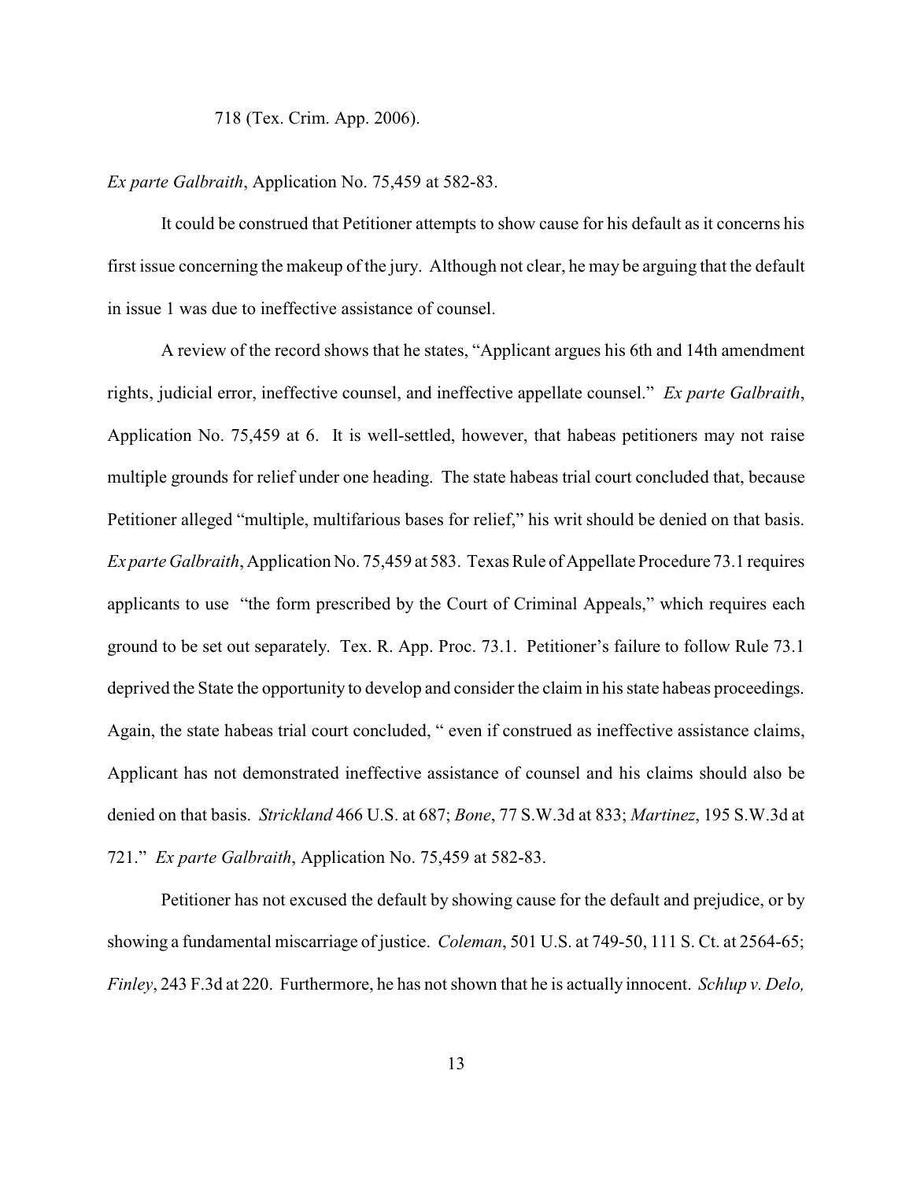718 (Tex. Crim. App. 2006).

*Ex parte Galbraith*, Application No. 75,459 at 582-83.

It could be construed that Petitioner attempts to show cause for his default as it concerns his first issue concerning the makeup of the jury. Although not clear, he may be arguing that the default in issue 1 was due to ineffective assistance of counsel.

A review of the record shows that he states, "Applicant argues his 6th and 14th amendment rights, judicial error, ineffective counsel, and ineffective appellate counsel." *Ex parte Galbraith*, Application No. 75,459 at 6. It is well-settled, however, that habeas petitioners may not raise multiple grounds for relief under one heading. The state habeas trial court concluded that, because Petitioner alleged "multiple, multifarious bases for relief," his writ should be denied on that basis. *Ex parte Galbraith*, Application No. 75,459 at 583. Texas Rule of Appellate Procedure 73.1 requires applicants to use "the form prescribed by the Court of Criminal Appeals," which requires each ground to be set out separately. Tex. R. App. Proc. 73.1. Petitioner's failure to follow Rule 73.1 deprived the State the opportunity to develop and consider the claim in his state habeas proceedings. Again, the state habeas trial court concluded, " even if construed as ineffective assistance claims, Applicant has not demonstrated ineffective assistance of counsel and his claims should also be denied on that basis. *Strickland* 466 U.S. at 687; *Bone*, 77 S.W.3d at 833; *Martinez*, 195 S.W.3d at 721." *Ex parte Galbraith*, Application No. 75,459 at 582-83.

Petitioner has not excused the default by showing cause for the default and prejudice, or by showing a fundamental miscarriage of justice. *Coleman*, 501 U.S. at 749-50, 111 S. Ct. at 2564-65; *Finley*, 243 F.3d at 220. Furthermore, he has not shown that he is actually innocent. *Schlup v. Delo,*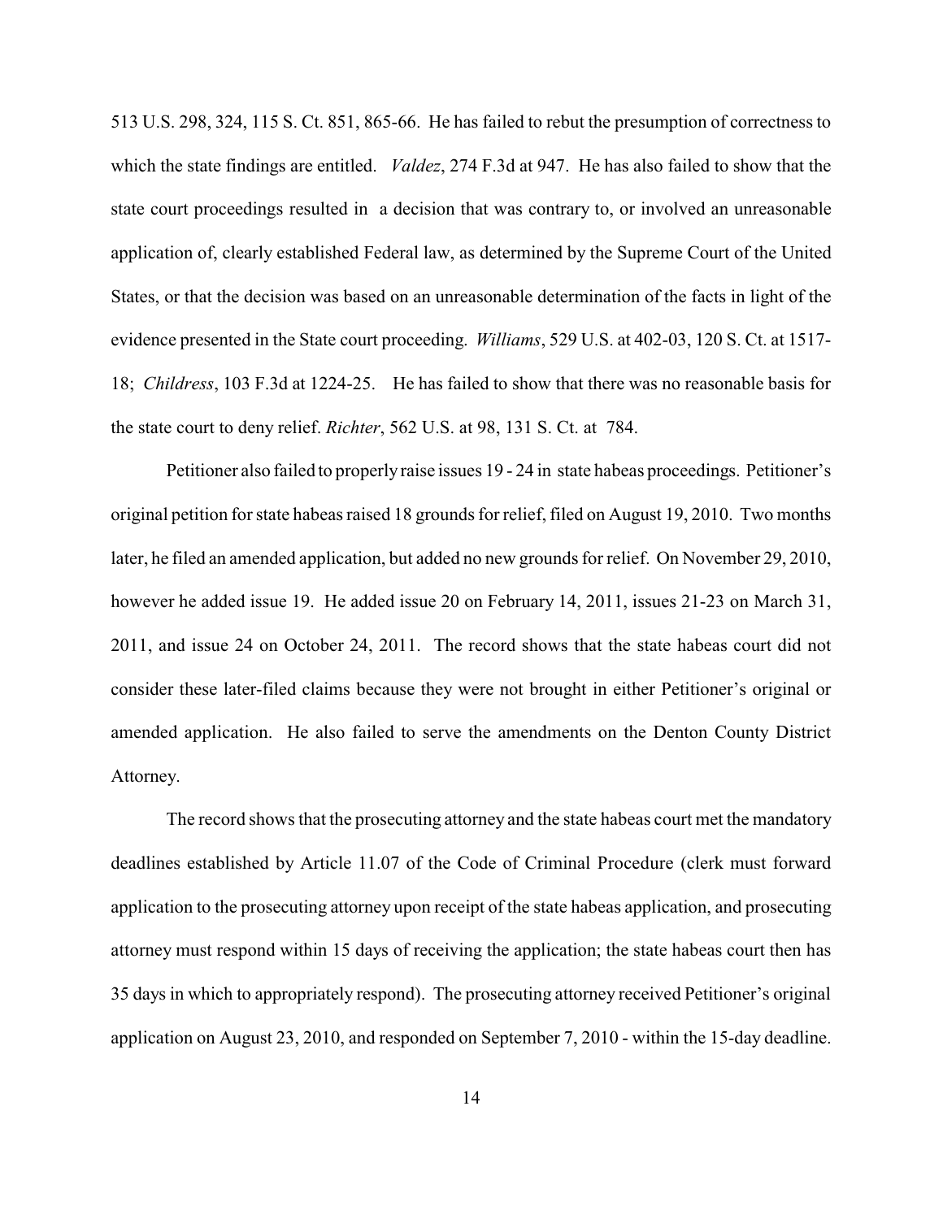513 U.S. 298, 324, 115 S. Ct. 851, 865-66. He has failed to rebut the presumption of correctness to which the state findings are entitled. *Valdez*, 274 F.3d at 947. He has also failed to show that the state court proceedings resulted in a decision that was contrary to, or involved an unreasonable application of, clearly established Federal law, as determined by the Supreme Court of the United States, or that the decision was based on an unreasonable determination of the facts in light of the evidence presented in the State court proceeding. *Williams*, 529 U.S. at 402-03, 120 S. Ct. at 1517-18; *Childress*, 103 F.3d at 1224-25. He has failed to show that there was no reasonable basis for the state court to deny relief. *Richter*, 562 U.S. at 98, 131 S. Ct. at 784.

Petitioner also failed to properly raise issues 19 - 24 in state habeas proceedings. Petitioner's original petition for state habeas raised 18 grounds for relief, filed on August 19, 2010. Two months later, he filed an amended application, but added no new grounds for relief. On November 29, 2010, however he added issue 19. He added issue 20 on February 14, 2011, issues 21-23 on March 31, 2011, and issue 24 on October 24, 2011. The record shows that the state habeas court did not consider these later-filed claims because they were not brought in either Petitioner's original or amended application. He also failed to serve the amendments on the Denton County District Attorney.

The record shows that the prosecuting attorney and the state habeas court met the mandatory deadlines established by Article 11.07 of the Code of Criminal Procedure (clerk must forward application to the prosecuting attorney upon receipt of the state habeas application, and prosecuting attorney must respond within 15 days of receiving the application; the state habeas court then has 35 days in which to appropriately respond). The prosecuting attorney received Petitioner's original application on August 23, 2010, and responded on September 7, 2010 - within the 15-day deadline.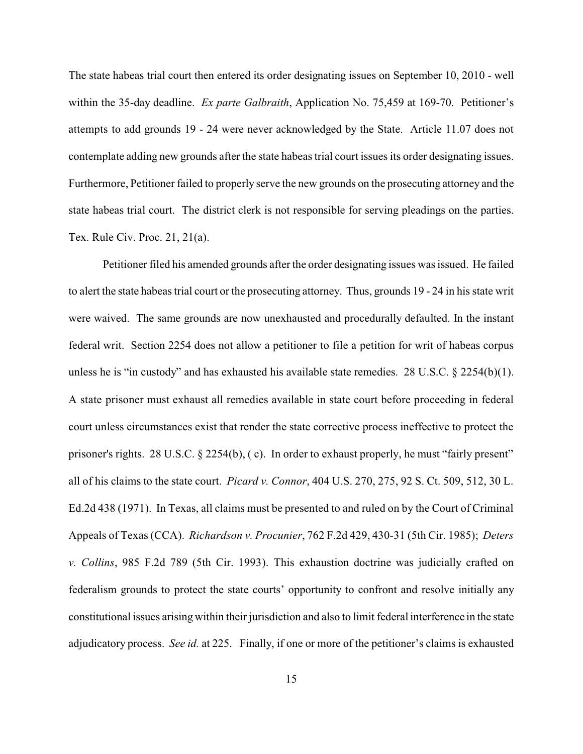The state habeas trial court then entered its order designating issues on September 10, 2010 - well within the 35-day deadline. *Ex parte Galbraith*, Application No. 75,459 at 169-70. Petitioner's attempts to add grounds 19 - 24 were never acknowledged by the State. Article 11.07 does not contemplate adding new grounds after the state habeas trial court issues its order designating issues. Furthermore, Petitioner failed to properly serve the new grounds on the prosecuting attorney and the state habeas trial court. The district clerk is not responsible for serving pleadings on the parties. Tex. Rule Civ. Proc. 21, 21(a).

Petitioner filed his amended grounds after the order designating issues was issued. He failed to alert the state habeas trial court or the prosecuting attorney. Thus, grounds 19 - 24 in his state writ were waived. The same grounds are now unexhausted and procedurally defaulted. In the instant federal writ. Section 2254 does not allow a petitioner to file a petition for writ of habeas corpus unless he is "in custody" and has exhausted his available state remedies. 28 U.S.C. § 2254(b)(1). A state prisoner must exhaust all remedies available in state court before proceeding in federal court unless circumstances exist that render the state corrective process ineffective to protect the prisoner's rights. 28 U.S.C. § 2254(b), ( c). In order to exhaust properly, he must "fairly present" all of his claims to the state court. *Picard v. Connor*, 404 U.S. 270, 275, 92 S. Ct. 509, 512, 30 L. Ed.2d 438 (1971). In Texas, all claims must be presented to and ruled on by the Court of Criminal Appeals of Texas (CCA). *Richardson v. Procunier*, 762 F.2d 429, 430-31 (5th Cir. 1985); *Deters v. Collins*, 985 F.2d 789 (5th Cir. 1993). This exhaustion doctrine was judicially crafted on federalism grounds to protect the state courts' opportunity to confront and resolve initially any constitutional issues arising within their jurisdiction and also to limit federal interference in the state adjudicatory process. *See id.* at 225. Finally, if one or more of the petitioner's claims is exhausted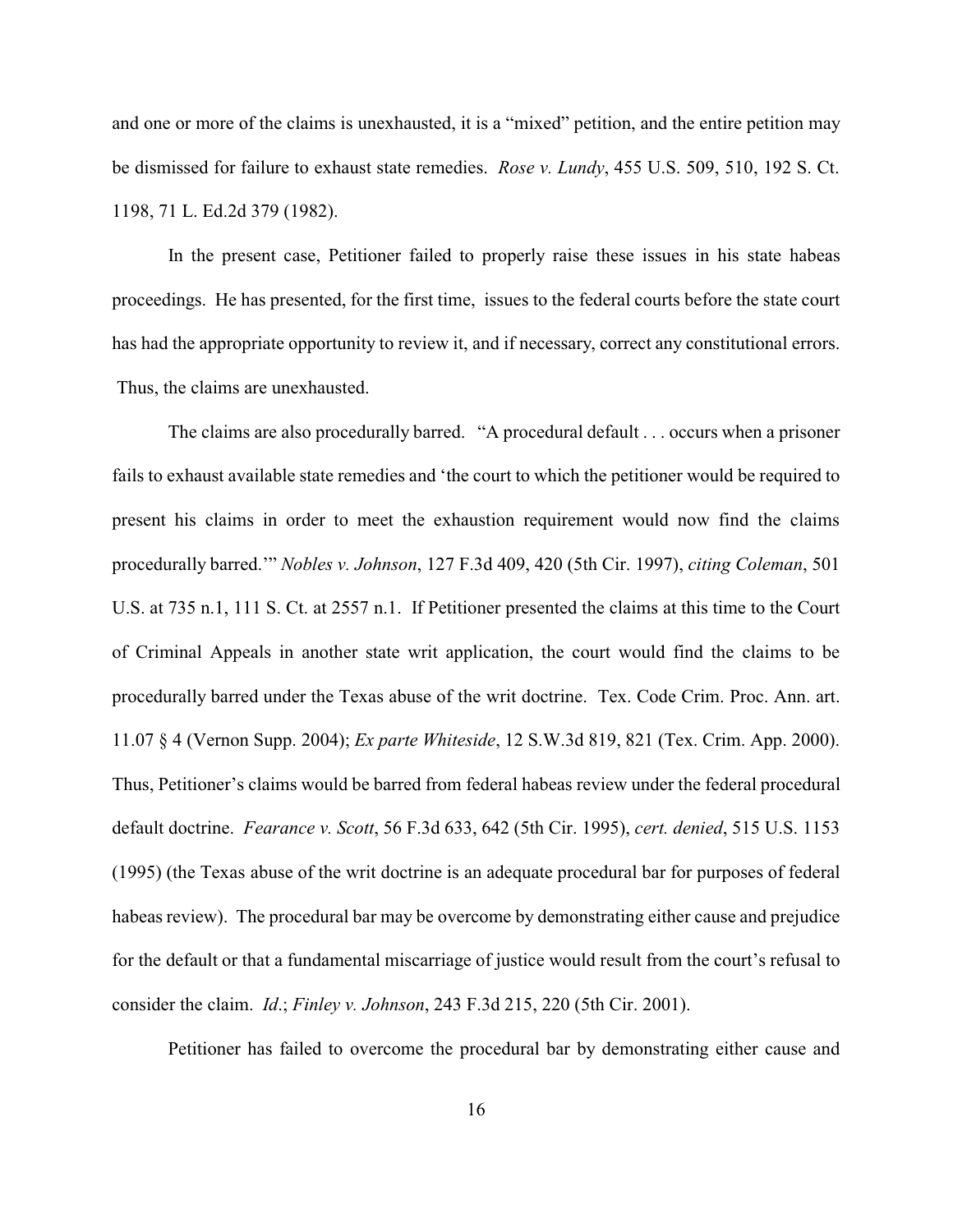and one or more of the claims is unexhausted, it is a "mixed" petition, and the entire petition may be dismissed for failure to exhaust state remedies. *Rose v. Lundy*, 455 U.S. 509, 510, 192 S. Ct. 1198, 71 L. Ed.2d 379 (1982).

In the present case, Petitioner failed to properly raise these issues in his state habeas proceedings. He has presented, for the first time, issues to the federal courts before the state court has had the appropriate opportunity to review it, and if necessary, correct any constitutional errors. Thus, the claims are unexhausted.

The claims are also procedurally barred. "A procedural default . . . occurs when a prisoner fails to exhaust available state remedies and 'the court to which the petitioner would be required to present his claims in order to meet the exhaustion requirement would now find the claims procedurally barred.'" *Nobles v. Johnson*, 127 F.3d 409, 420 (5th Cir. 1997), *citing Coleman*, 501 U.S. at 735 n.1, 111 S. Ct. at 2557 n.1. If Petitioner presented the claims at this time to the Court of Criminal Appeals in another state writ application, the court would find the claims to be procedurally barred under the Texas abuse of the writ doctrine. Tex. Code Crim. Proc. Ann. art. 11.07 § 4 (Vernon Supp. 2004); *Ex parte Whiteside*, 12 S.W.3d 819, 821 (Tex. Crim. App. 2000). Thus, Petitioner's claims would be barred from federal habeas review under the federal procedural default doctrine. *Fearance v. Scott*, 56 F.3d 633, 642 (5th Cir. 1995), *cert. denied*, 515 U.S. 1153 (1995) (the Texas abuse of the writ doctrine is an adequate procedural bar for purposes of federal habeas review). The procedural bar may be overcome by demonstrating either cause and prejudice for the default or that a fundamental miscarriage of justice would result from the court's refusal to consider the claim. *Id*.; *Finley v. Johnson*, 243 F.3d 215, 220 (5th Cir. 2001).

Petitioner has failed to overcome the procedural bar by demonstrating either cause and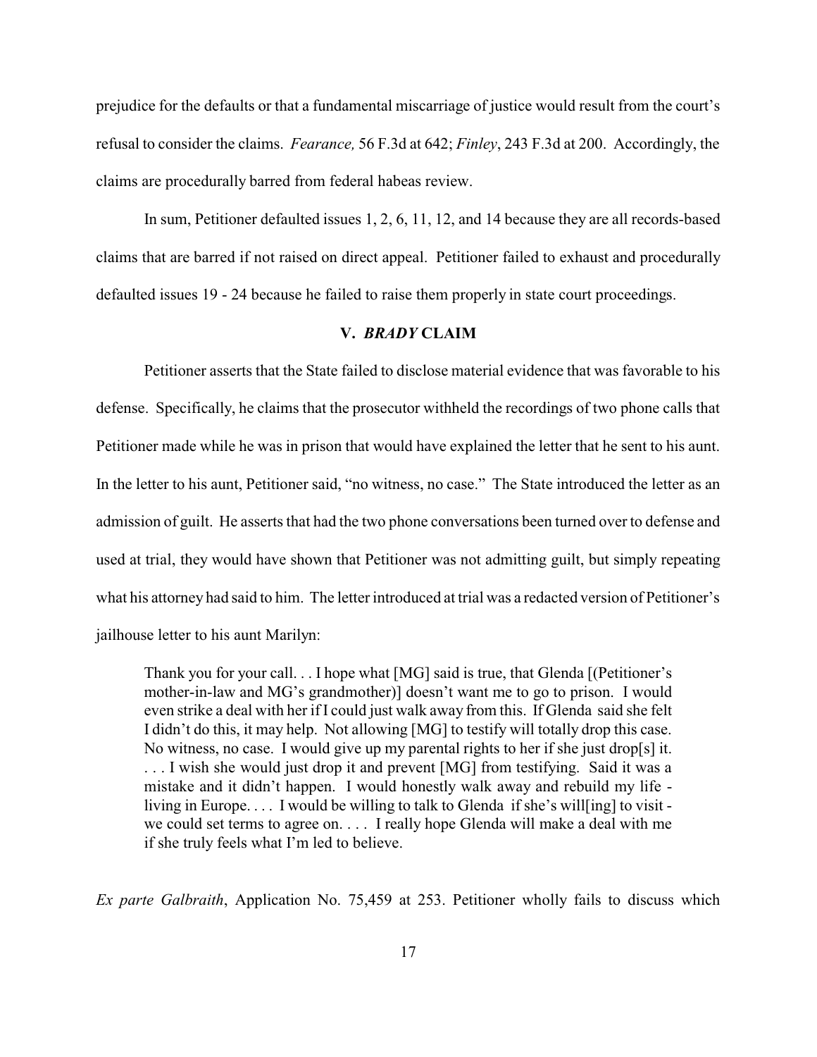prejudice for the defaults or that a fundamental miscarriage of justice would result from the court's refusal to consider the claims. *Fearance,* 56 F.3d at 642; *Finley*, 243 F.3d at 200. Accordingly, the claims are procedurally barred from federal habeas review.

In sum, Petitioner defaulted issues 1, 2, 6, 11, 12, and 14 because they are all records-based claims that are barred if not raised on direct appeal. Petitioner failed to exhaust and procedurally defaulted issues 19 - 24 because he failed to raise them properly in state court proceedings.

## V. *BRADY* CLAIM

Petitioner asserts that the State failed to disclose material evidence that was favorable to his defense. Specifically, he claims that the prosecutor withheld the recordings of two phone calls that Petitioner made while he was in prison that would have explained the letter that he sent to his aunt. In the letter to his aunt, Petitioner said, "no witness, no case." The State introduced the letter as an admission of guilt. He asserts that had the two phone conversations been turned over to defense and used at trial, they would have shown that Petitioner was not admitting guilt, but simply repeating what his attorney had said to him. The letter introduced at trial was a redacted version of Petitioner's jailhouse letter to his aunt Marilyn:

> Thank you for your call. . . I hope what [MG] said is true, that Glenda [(Petitioner's mother-in-law and MG's grandmother)] doesn't want me to go to prison. I would even strike a deal with her if I could just walk away from this. If Glenda said she felt I didn't do this, it may help. Not allowing [MG] to testify will totally drop this case. No witness, no case. I would give up my parental rights to her if she just drop[s] it. . . . I wish she would just drop it and prevent [MG] from testifying. Said it was a mistake and it didn't happen. I would honestly walk away and rebuild my life - living in Europe. . . . I would be willing to talk to Glenda if she's will[ing] to visit - we could set terms to agree on. . . . I really hope Glenda will make a deal with me if she truly feels what I'm led to believe.

*Ex parte Galbraith*, Application No. 75,459 at 253. Petitioner wholly fails to discuss which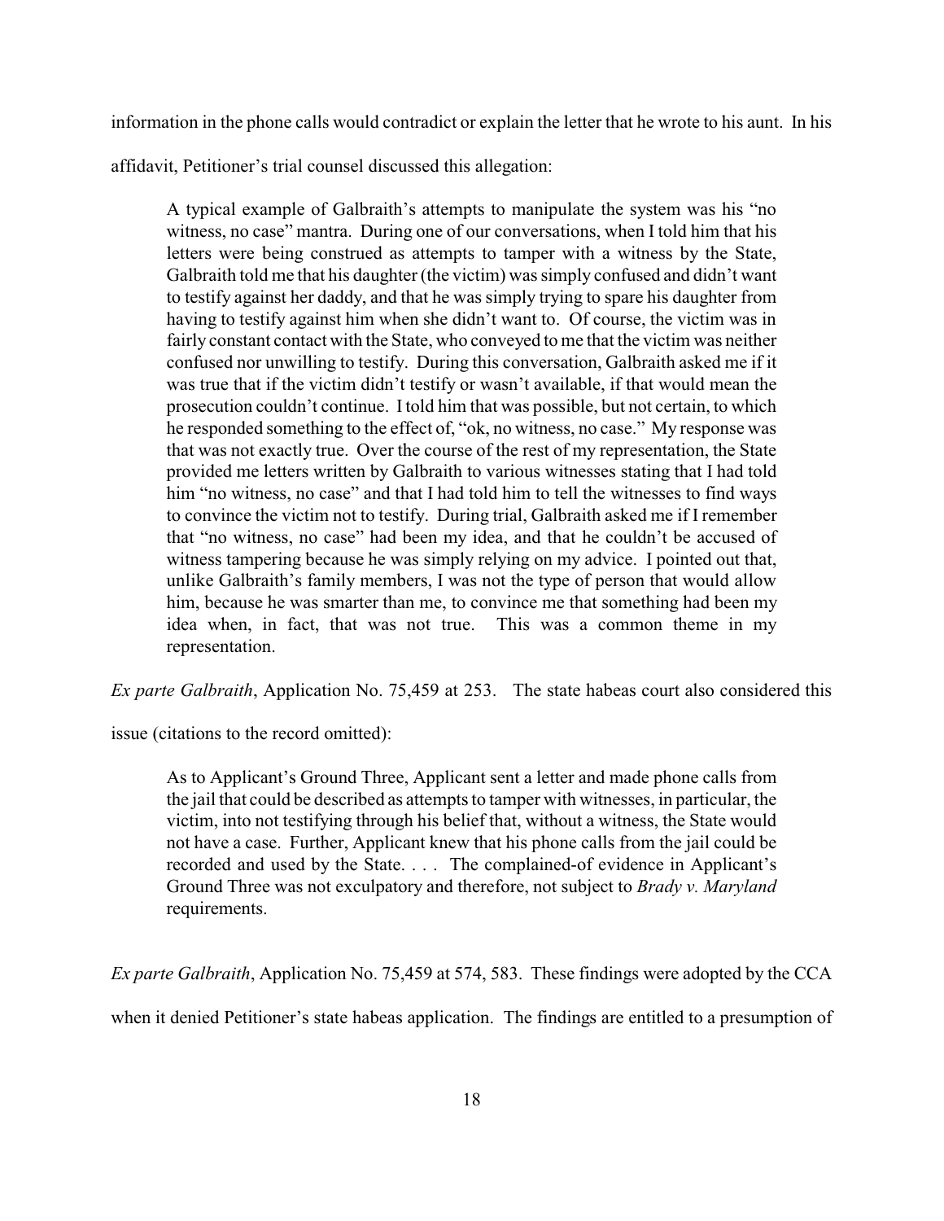information in the phone calls would contradict or explain the letter that he wrote to his aunt. In his affidavit, Petitioner's trial counsel discussed this allegation:

> A typical example of Galbraith's attempts to manipulate the system was his "no witness, no case" mantra. During one of our conversations, when I told him that his letters were being construed as attempts to tamper with a witness by the State, Galbraith told me that his daughter (the victim) was simply confused and didn't want to testify against her daddy, and that he was simply trying to spare his daughter from having to testify against him when she didn't want to. Of course, the victim was in fairly constant contact with the State, who conveyed to me that the victim was neither confused nor unwilling to testify. During this conversation, Galbraith asked me if it was true that if the victim didn't testify or wasn't available, if that would mean the prosecution couldn't continue. I told him that was possible, but not certain, to which he responded something to the effect of, "ok, no witness, no case." My response was that was not exactly true. Over the course of the rest of my representation, the State provided me letters written by Galbraith to various witnesses stating that I had told him "no witness, no case" and that I had told him to tell the witnesses to find ways to convince the victim not to testify. During trial, Galbraith asked me if I remember that "no witness, no case" had been my idea, and that he couldn't be accused of witness tampering because he was simply relying on my advice. I pointed out that, unlike Galbraith's family members, I was not the type of person that would allow him, because he was smarter than me, to convince me that something had been my idea when, in fact, that was not true. This was a common theme in my representation.

*Ex parte Galbraith*, Application No. 75,459 at 253. The state habeas court also considered this issue (citations to the record omitted):

> As to Applicant's Ground Three, Applicant sent a letter and made phone calls from the jail that could be described as attempts to tamper with witnesses, in particular, the victim, into not testifying through his belief that, without a witness, the State would not have a case. Further, Applicant knew that his phone calls from the jail could be recorded and used by the State. . . . The complained-of evidence in Applicant's Ground Three was not exculpatory and therefore, not subject to *Brady v. Maryland* requirements.

*Ex parte Galbraith*, Application No. 75,459 at 574, 583. These findings were adopted by the CCA when it denied Petitioner's state habeas application. The findings are entitled to a presumption of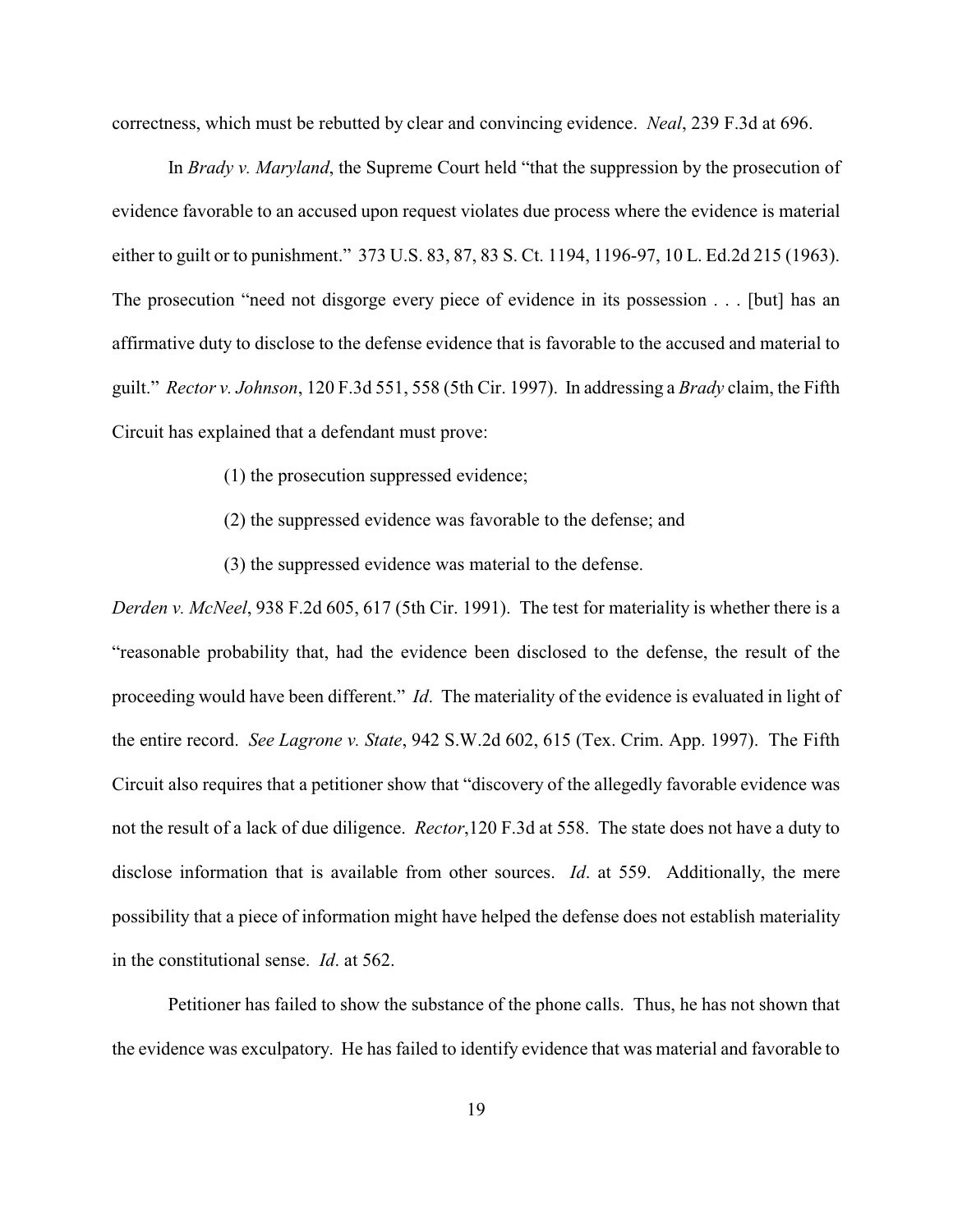correctness, which must be rebutted by clear and convincing evidence. *Neal*, 239 F.3d at 696.

In *Brady v. Maryland*, the Supreme Court held "that the suppression by the prosecution of evidence favorable to an accused upon request violates due process where the evidence is material either to guilt or to punishment." 373 U.S. 83, 87, 83 S. Ct. 1194, 1196-97, 10 L. Ed.2d 215 (1963). The prosecution "need not disgorge every piece of evidence in its possession . . . [but] has an affirmative duty to disclose to the defense evidence that is favorable to the accused and material to guilt." *Rector v. Johnson*, 120 F.3d 551, 558 (5th Cir. 1997). In addressing a *Brady* claim, the Fifth Circuit has explained that a defendant must prove:

> (1) the prosecution suppressed evidence;
>
> (2) the suppressed evidence was favorable to the defense; and
>
> (3) the suppressed evidence was material to the defense.

*Derden v. McNeel*, 938 F.2d 605, 617 (5th Cir. 1991). The test for materiality is whether there is a "reasonable probability that, had the evidence been disclosed to the defense, the result of the proceeding would have been different." *Id*. The materiality of the evidence is evaluated in light of the entire record. *See Lagrone v. State*, 942 S.W.2d 602, 615 (Tex. Crim. App. 1997). The Fifth Circuit also requires that a petitioner show that "discovery of the allegedly favorable evidence was not the result of a lack of due diligence. *Rector*,120 F.3d at 558. The state does not have a duty to disclose information that is available from other sources. *Id*. at 559. Additionally, the mere possibility that a piece of information might have helped the defense does not establish materiality in the constitutional sense. *Id*. at 562.

Petitioner has failed to show the substance of the phone calls. Thus, he has not shown that the evidence was exculpatory. He has failed to identify evidence that was material and favorable to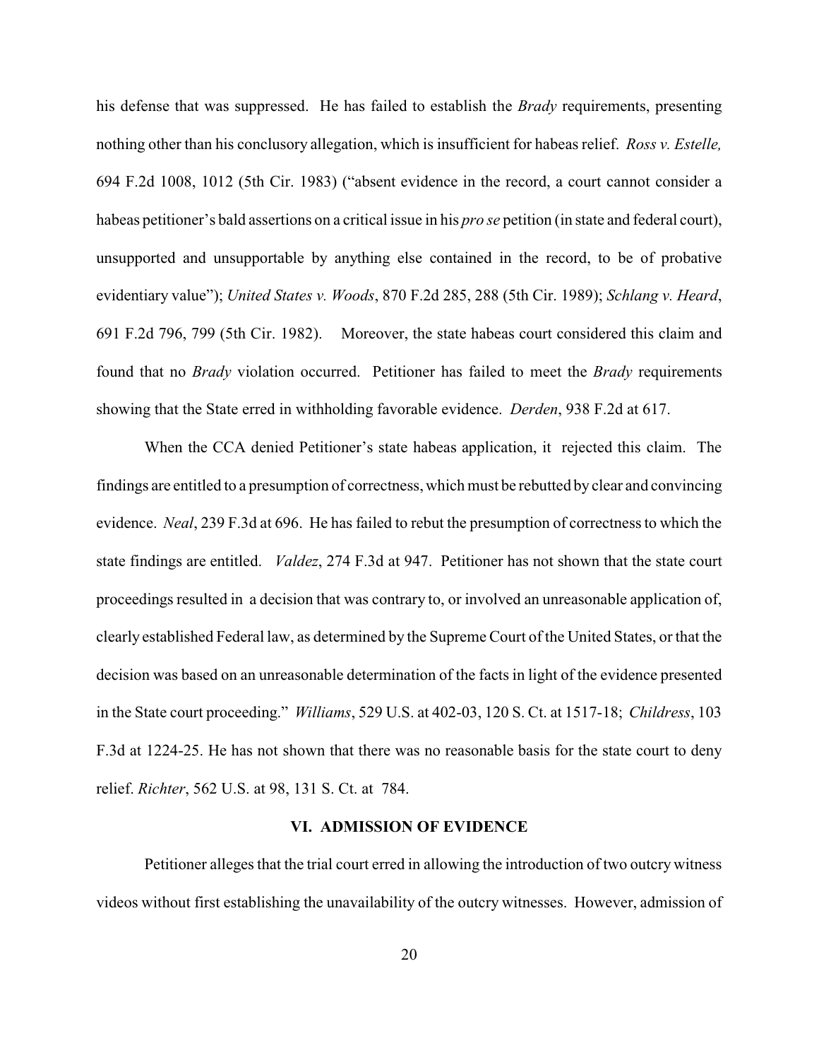his defense that was suppressed. He has failed to establish the *Brady* requirements, presenting nothing other than his conclusory allegation, which is insufficient for habeas relief. *Ross v. Estelle,* 694 F.2d 1008, 1012 (5th Cir. 1983) ("absent evidence in the record, a court cannot consider a habeas petitioner's bald assertions on a critical issue in his *pro se* petition (in state and federal court), unsupported and unsupportable by anything else contained in the record, to be of probative evidentiary value"); *United States v. Woods*, 870 F.2d 285, 288 (5th Cir. 1989); *Schlang v. Heard*, 691 F.2d 796, 799 (5th Cir. 1982). Moreover, the state habeas court considered this claim and found that no *Brady* violation occurred. Petitioner has failed to meet the *Brady* requirements showing that the State erred in withholding favorable evidence. *Derden*, 938 F.2d at 617.

When the CCA denied Petitioner's state habeas application, it rejected this claim. The findings are entitled to a presumption of correctness, which must be rebutted by clear and convincing evidence. *Neal*, 239 F.3d at 696. He has failed to rebut the presumption of correctness to which the state findings are entitled. *Valdez*, 274 F.3d at 947. Petitioner has not shown that the state court proceedings resulted in a decision that was contrary to, or involved an unreasonable application of, clearly established Federal law, as determined by the Supreme Court of the United States, or that the decision was based on an unreasonable determination of the facts in light of the evidence presented in the State court proceeding." *Williams*, 529 U.S. at 402-03, 120 S. Ct. at 1517-18; *Childress*, 103 F.3d at 1224-25. He has not shown that there was no reasonable basis for the state court to deny relief. *Richter*, 562 U.S. at 98, 131 S. Ct. at 784.

## VI. ADMISSION OF EVIDENCE

Petitioner alleges that the trial court erred in allowing the introduction of two outcry witness videos without first establishing the unavailability of the outcry witnesses. However, admission of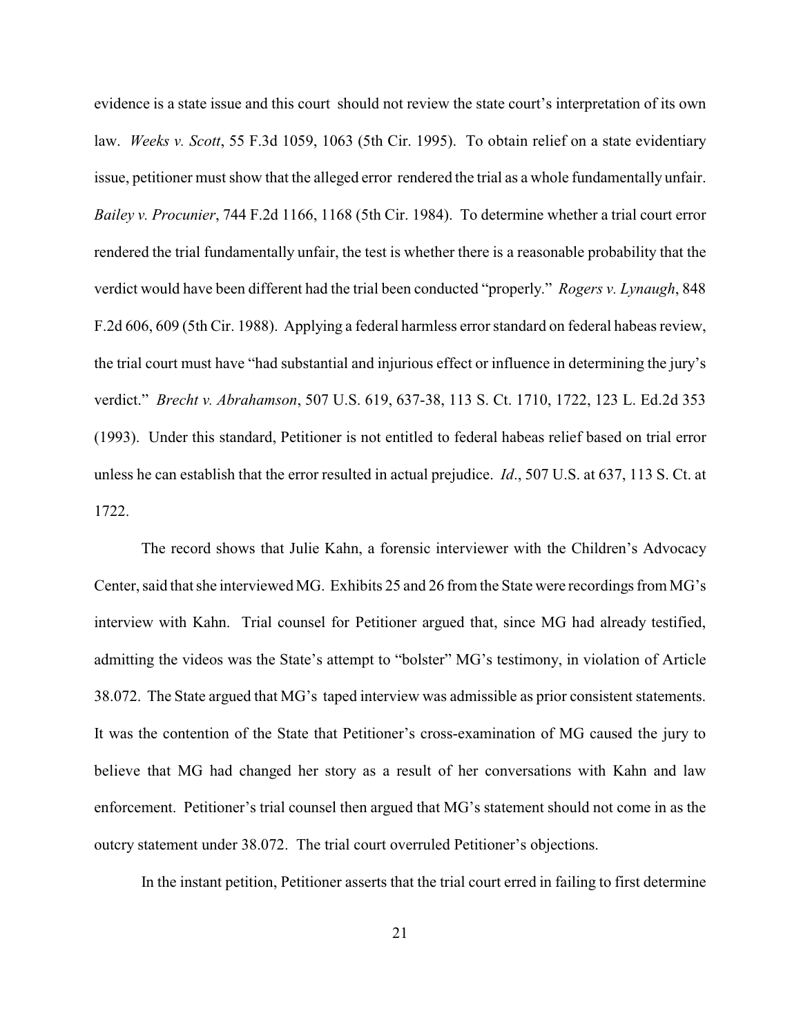evidence is a state issue and this court should not review the state court's interpretation of its own law. *Weeks v. Scott*, 55 F.3d 1059, 1063 (5th Cir. 1995). To obtain relief on a state evidentiary issue, petitioner must show that the alleged error rendered the trial as a whole fundamentally unfair. *Bailey v. Procunier*, 744 F.2d 1166, 1168 (5th Cir. 1984). To determine whether a trial court error rendered the trial fundamentally unfair, the test is whether there is a reasonable probability that the verdict would have been different had the trial been conducted "properly." *Rogers v. Lynaugh*, 848 F.2d 606, 609 (5th Cir. 1988). Applying a federal harmless error standard on federal habeas review, the trial court must have "had substantial and injurious effect or influence in determining the jury's verdict." *Brecht v. Abrahamson*, 507 U.S. 619, 637-38, 113 S. Ct. 1710, 1722, 123 L. Ed.2d 353 (1993). Under this standard, Petitioner is not entitled to federal habeas relief based on trial error unless he can establish that the error resulted in actual prejudice. *Id*., 507 U.S. at 637, 113 S. Ct. at 1722.

The record shows that Julie Kahn, a forensic interviewer with the Children's Advocacy Center, said that she interviewed MG. Exhibits 25 and 26 from the State were recordings from MG's interview with Kahn. Trial counsel for Petitioner argued that, since MG had already testified, admitting the videos was the State's attempt to "bolster" MG's testimony, in violation of Article 38.072. The State argued that MG's taped interview was admissible as prior consistent statements. It was the contention of the State that Petitioner's cross-examination of MG caused the jury to believe that MG had changed her story as a result of her conversations with Kahn and law enforcement. Petitioner's trial counsel then argued that MG's statement should not come in as the outcry statement under 38.072. The trial court overruled Petitioner's objections.

In the instant petition, Petitioner asserts that the trial court erred in failing to first determine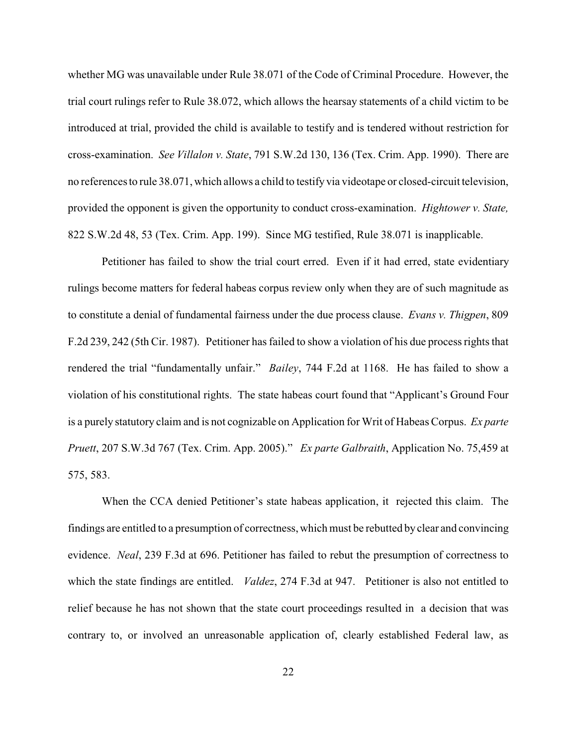whether MG was unavailable under Rule 38.071 of the Code of Criminal Procedure. However, the trial court rulings refer to Rule 38.072, which allows the hearsay statements of a child victim to be introduced at trial, provided the child is available to testify and is tendered without restriction for cross-examination. *See Villalon v. State*, 791 S.W.2d 130, 136 (Tex. Crim. App. 1990). There are no references to rule 38.071, which allows a child to testify via videotape or closed-circuit television, provided the opponent is given the opportunity to conduct cross-examination. *Hightower v. State,* 822 S.W.2d 48, 53 (Tex. Crim. App. 199). Since MG testified, Rule 38.071 is inapplicable.

Petitioner has failed to show the trial court erred. Even if it had erred, state evidentiary rulings become matters for federal habeas corpus review only when they are of such magnitude as to constitute a denial of fundamental fairness under the due process clause. *Evans v. Thigpen*, 809 F.2d 239, 242 (5th Cir. 1987). Petitioner has failed to show a violation of his due process rights that rendered the trial "fundamentally unfair." *Bailey*, 744 F.2d at 1168. He has failed to show a violation of his constitutional rights. The state habeas court found that "Applicant's Ground Four is a purely statutory claim and is not cognizable on Application for Writ of Habeas Corpus. *Ex parte Pruett*, 207 S.W.3d 767 (Tex. Crim. App. 2005)." *Ex parte Galbraith*, Application No. 75,459 at 575, 583.

When the CCA denied Petitioner's state habeas application, it rejected this claim. The findings are entitled to a presumption of correctness, which must be rebutted by clear and convincing evidence. *Neal*, 239 F.3d at 696. Petitioner has failed to rebut the presumption of correctness to which the state findings are entitled. *Valdez*, 274 F.3d at 947. Petitioner is also not entitled to relief because he has not shown that the state court proceedings resulted in a decision that was contrary to, or involved an unreasonable application of, clearly established Federal law, as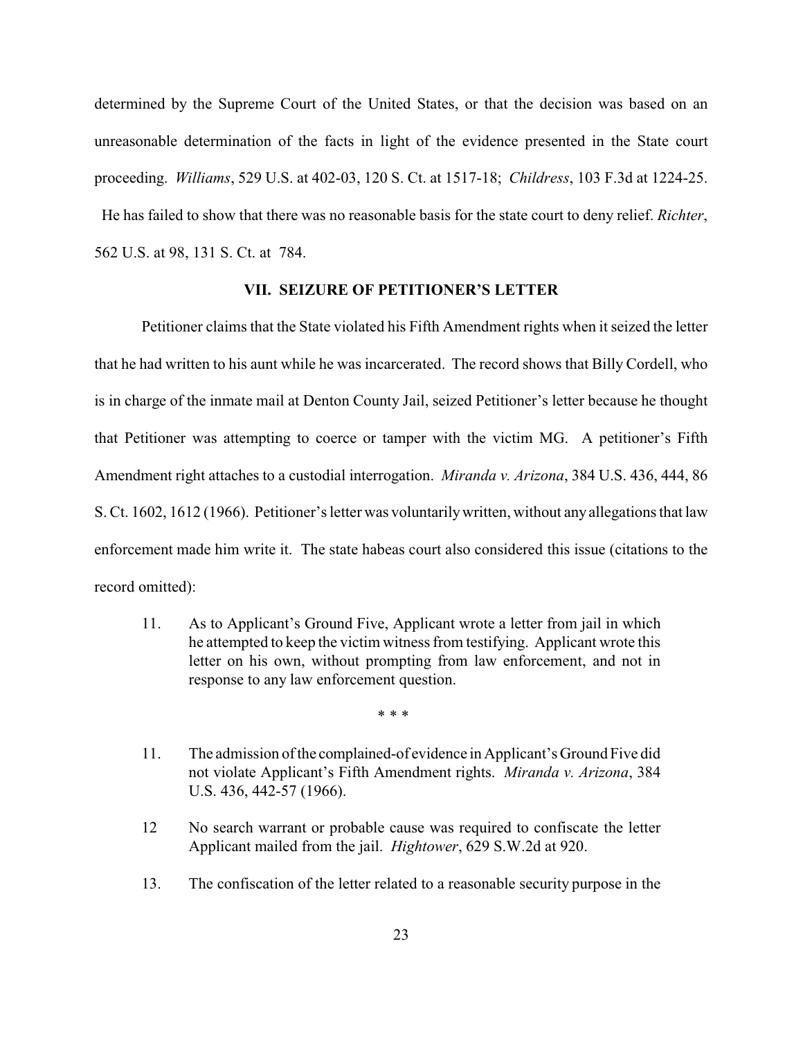determined by the Supreme Court of the United States, or that the decision was based on an unreasonable determination of the facts in light of the evidence presented in the State court proceeding. *Williams*, 529 U.S. at 402-03, 120 S. Ct. at 1517-18; *Childress*, 103 F.3d at 1224-25. He has failed to show that there was no reasonable basis for the state court to deny relief. *Richter*, 562 U.S. at 98, 131 S. Ct. at 784.

## VII. SEIZURE OF PETITIONER'S LETTER

Petitioner claims that the State violated his Fifth Amendment rights when it seized the letter that he had written to his aunt while he was incarcerated. The record shows that Billy Cordell, who is in charge of the inmate mail at Denton County Jail, seized Petitioner's letter because he thought that Petitioner was attempting to coerce or tamper with the victim MG. A petitioner's Fifth Amendment right attaches to a custodial interrogation. *Miranda v. Arizona*, 384 U.S. 436, 444, 86 S. Ct. 1602, 1612 (1966). Petitioner's letter was voluntarily written, without any allegations that law enforcement made him write it. The state habeas court also considered this issue (citations to the record omitted):

> 11. As to Applicant's Ground Five, Applicant wrote a letter from jail in which he attempted to keep the victim witness from testifying. Applicant wrote this letter on his own, without prompting from law enforcement, and not in response to any law enforcement question.
>
> \* \* \*
>
> 11. The admission of the complained-of evidence in Applicant's Ground Five did not violate Applicant's Fifth Amendment rights. *Miranda v. Arizona*, 384 U.S. 436, 442-57 (1966).
>
> 12 No search warrant or probable cause was required to confiscate the letter Applicant mailed from the jail. *Hightower*, 629 S.W.2d at 920.
>
> 13. The confiscation of the letter related to a reasonable security purpose in the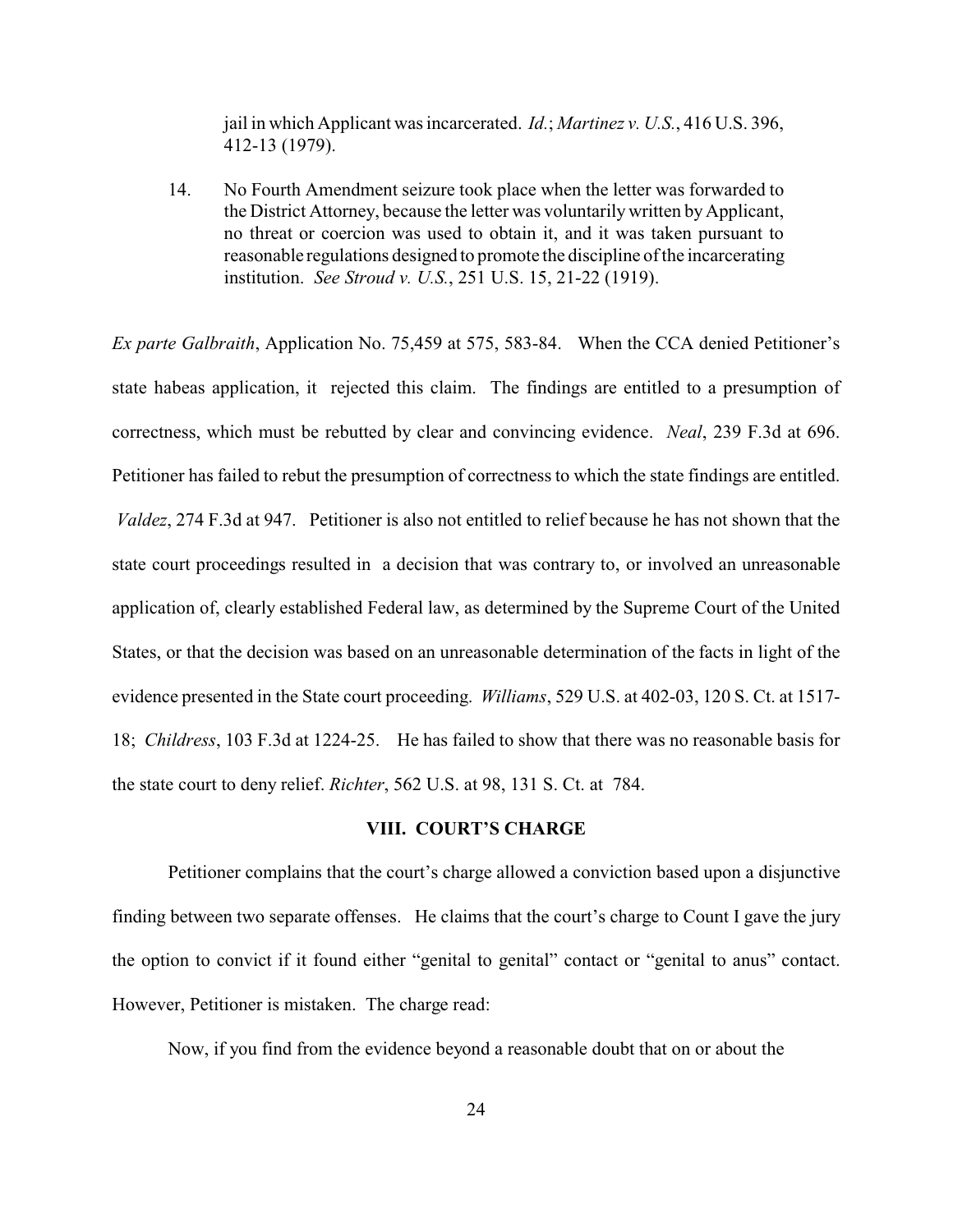> jail in which Applicant was incarcerated. *Id.*; *Martinez v. U.S.*, 416 U.S. 396, 412-13 (1979).
>
> 14. No Fourth Amendment seizure took place when the letter was forwarded to the District Attorney, because the letter was voluntarily written by Applicant, no threat or coercion was used to obtain it, and it was taken pursuant to reasonable regulations designed to promote the discipline of the incarcerating institution. *See Stroud v. U.S.*, 251 U.S. 15, 21-22 (1919).

*Ex parte Galbraith*, Application No. 75,459 at 575, 583-84. When the CCA denied Petitioner's state habeas application, it rejected this claim. The findings are entitled to a presumption of correctness, which must be rebutted by clear and convincing evidence. *Neal*, 239 F.3d at 696. Petitioner has failed to rebut the presumption of correctness to which the state findings are entitled. *Valdez*, 274 F.3d at 947. Petitioner is also not entitled to relief because he has not shown that the state court proceedings resulted in a decision that was contrary to, or involved an unreasonable application of, clearly established Federal law, as determined by the Supreme Court of the United States, or that the decision was based on an unreasonable determination of the facts in light of the evidence presented in the State court proceeding. *Williams*, 529 U.S. at 402-03, 120 S. Ct. at 1517-18; *Childress*, 103 F.3d at 1224-25. He has failed to show that there was no reasonable basis for the state court to deny relief. *Richter*, 562 U.S. at 98, 131 S. Ct. at 784.

## VIII. COURT'S CHARGE

Petitioner complains that the court's charge allowed a conviction based upon a disjunctive finding between two separate offenses. He claims that the court's charge to Count I gave the jury the option to convict if it found either "genital to genital" contact or "genital to anus" contact. However, Petitioner is mistaken. The charge read:

> Now, if you find from the evidence beyond a reasonable doubt that on or about the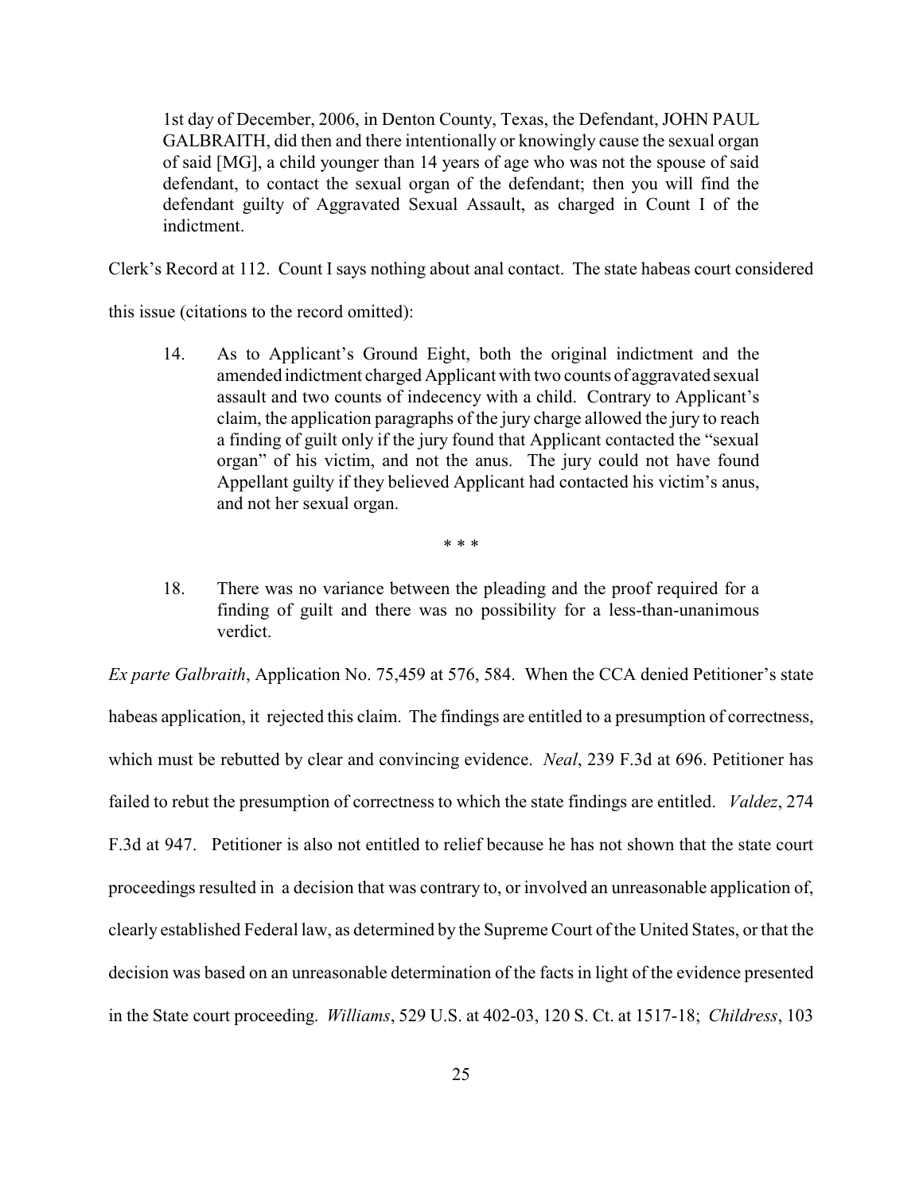> 1st day of December, 2006, in Denton County, Texas, the Defendant, JOHN PAUL GALBRAITH, did then and there intentionally or knowingly cause the sexual organ of said [MG], a child younger than 14 years of age who was not the spouse of said defendant, to contact the sexual organ of the defendant; then you will find the defendant guilty of Aggravated Sexual Assault, as charged in Count I of the indictment.

Clerk's Record at 112. Count I says nothing about anal contact. The state habeas court considered this issue (citations to the record omitted):

> 14. As to Applicant's Ground Eight, both the original indictment and the amended indictment charged Applicant with two counts of aggravated sexual assault and two counts of indecency with a child. Contrary to Applicant's claim, the application paragraphs of the jury charge allowed the jury to reach a finding of guilt only if the jury found that Applicant contacted the "sexual organ" of his victim, and not the anus. The jury could not have found Appellant guilty if they believed Applicant had contacted his victim's anus, and not her sexual organ.
>
> \* \* \*
>
> 18. There was no variance between the pleading and the proof required for a finding of guilt and there was no possibility for a less-than-unanimous verdict.

*Ex parte Galbraith*, Application No. 75,459 at 576, 584. When the CCA denied Petitioner's state habeas application, it rejected this claim. The findings are entitled to a presumption of correctness, which must be rebutted by clear and convincing evidence. *Neal*, 239 F.3d at 696. Petitioner has failed to rebut the presumption of correctness to which the state findings are entitled. *Valdez*, 274 F.3d at 947. Petitioner is also not entitled to relief because he has not shown that the state court proceedings resulted in a decision that was contrary to, or involved an unreasonable application of, clearly established Federal law, as determined by the Supreme Court of the United States, or that the decision was based on an unreasonable determination of the facts in light of the evidence presented in the State court proceeding. *Williams*, 529 U.S. at 402-03, 120 S. Ct. at 1517-18; *Childress*, 103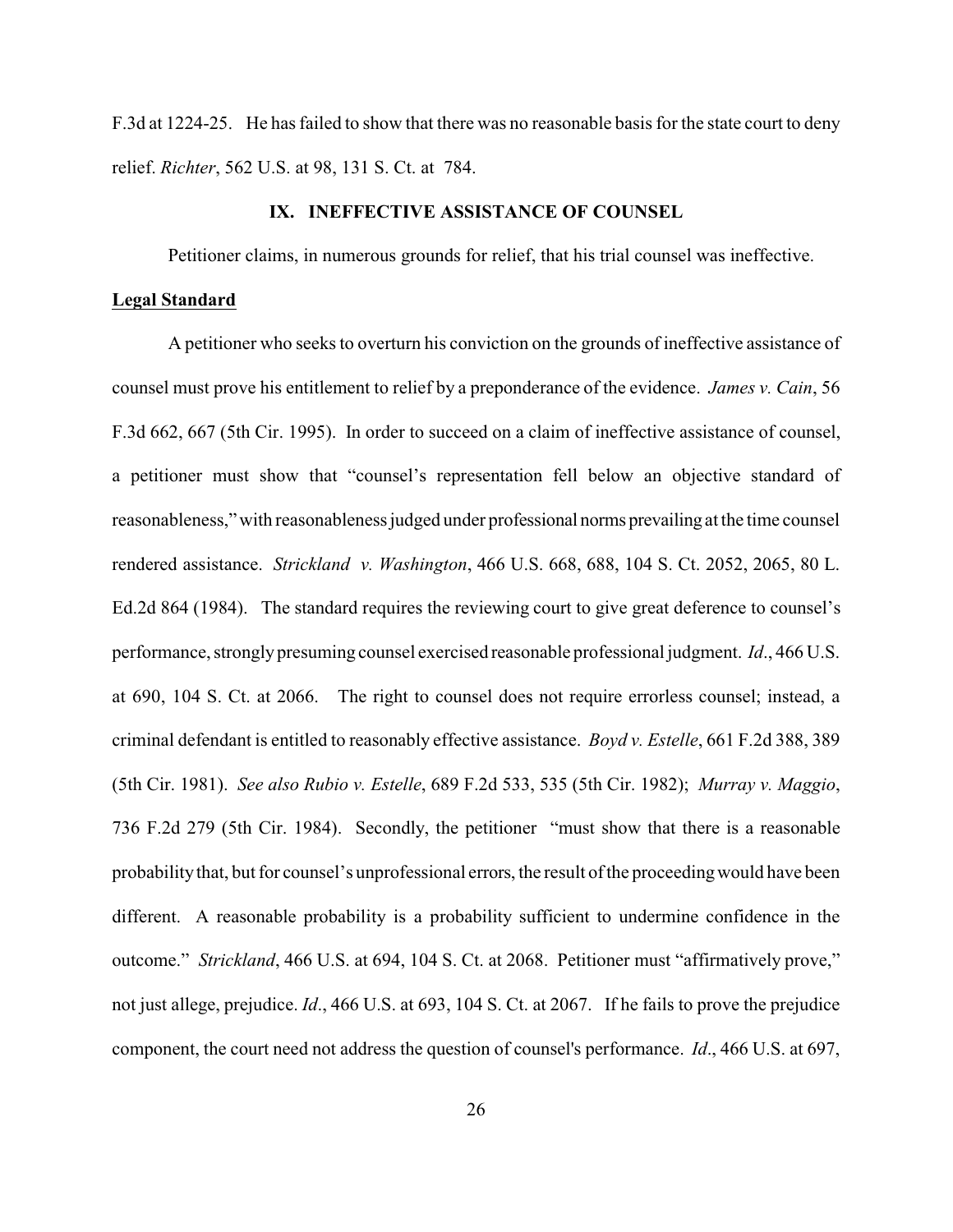F.3d at 1224-25. He has failed to show that there was no reasonable basis for the state court to deny relief. *Richter*, 562 U.S. at 98, 131 S. Ct. at 784.

## IX. INEFFECTIVE ASSISTANCE OF COUNSEL

Petitioner claims, in numerous grounds for relief, that his trial counsel was ineffective.

**Legal Standard**

A petitioner who seeks to overturn his conviction on the grounds of ineffective assistance of counsel must prove his entitlement to relief by a preponderance of the evidence. *James v. Cain*, 56 F.3d 662, 667 (5th Cir. 1995). In order to succeed on a claim of ineffective assistance of counsel, a petitioner must show that "counsel's representation fell below an objective standard of reasonableness," with reasonableness judged under professional norms prevailing at the time counsel rendered assistance. *Strickland v. Washington*, 466 U.S. 668, 688, 104 S. Ct. 2052, 2065, 80 L. Ed.2d 864 (1984). The standard requires the reviewing court to give great deference to counsel's performance, strongly presuming counsel exercised reasonable professional judgment. *Id*., 466 U.S. at 690, 104 S. Ct. at 2066. The right to counsel does not require errorless counsel; instead, a criminal defendant is entitled to reasonably effective assistance. *Boyd v. Estelle*, 661 F.2d 388, 389 (5th Cir. 1981). *See also Rubio v. Estelle*, 689 F.2d 533, 535 (5th Cir. 1982); *Murray v. Maggio*, 736 F.2d 279 (5th Cir. 1984). Secondly, the petitioner "must show that there is a reasonable probability that, but for counsel's unprofessional errors, the result of the proceeding would have been different. A reasonable probability is a probability sufficient to undermine confidence in the outcome." *Strickland*, 466 U.S. at 694, 104 S. Ct. at 2068. Petitioner must "affirmatively prove," not just allege, prejudice. *Id*., 466 U.S. at 693, 104 S. Ct. at 2067. If he fails to prove the prejudice component, the court need not address the question of counsel's performance. *Id*., 466 U.S. at 697,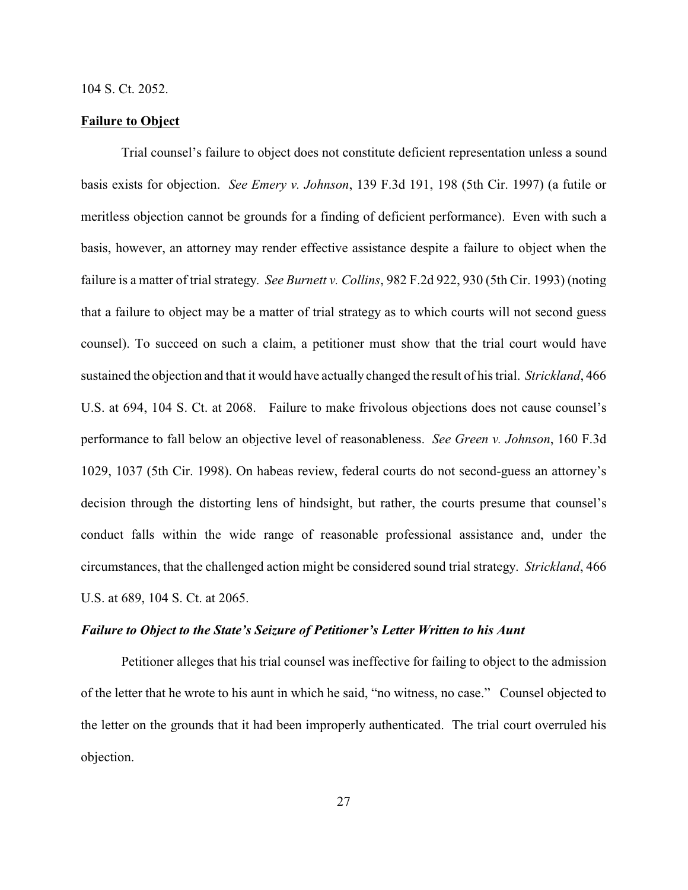104 S. Ct. 2052.

**Failure to Object**

Trial counsel's failure to object does not constitute deficient representation unless a sound basis exists for objection. *See Emery v. Johnson*, 139 F.3d 191, 198 (5th Cir. 1997) (a futile or meritless objection cannot be grounds for a finding of deficient performance). Even with such a basis, however, an attorney may render effective assistance despite a failure to object when the failure is a matter of trial strategy. *See Burnett v. Collins*, 982 F.2d 922, 930 (5th Cir. 1993) (noting that a failure to object may be a matter of trial strategy as to which courts will not second guess counsel). To succeed on such a claim, a petitioner must show that the trial court would have sustained the objection and that it would have actually changed the result of his trial. *Strickland*, 466 U.S. at 694, 104 S. Ct. at 2068. Failure to make frivolous objections does not cause counsel's performance to fall below an objective level of reasonableness. *See Green v. Johnson*, 160 F.3d 1029, 1037 (5th Cir. 1998). On habeas review, federal courts do not second-guess an attorney's decision through the distorting lens of hindsight, but rather, the courts presume that counsel's conduct falls within the wide range of reasonable professional assistance and, under the circumstances, that the challenged action might be considered sound trial strategy. *Strickland*, 466 U.S. at 689, 104 S. Ct. at 2065.

***Failure to Object to the State's Seizure of Petitioner's Letter Written to his Aunt***

Petitioner alleges that his trial counsel was ineffective for failing to object to the admission of the letter that he wrote to his aunt in which he said, "no witness, no case." Counsel objected to the letter on the grounds that it had been improperly authenticated. The trial court overruled his objection.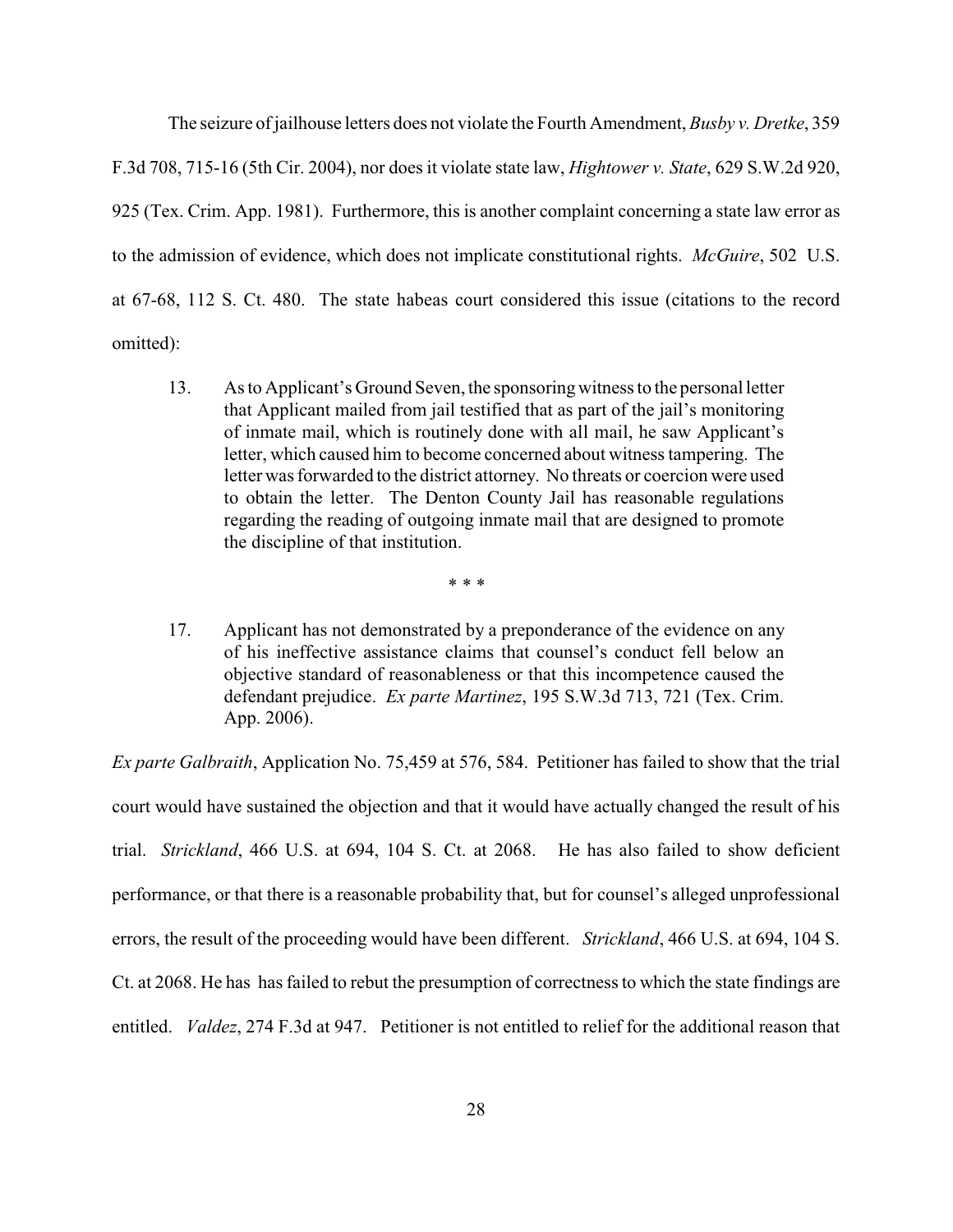The seizure of jailhouse letters does not violate the Fourth Amendment, *Busby v. Dretke*, 359 F.3d 708, 715-16 (5th Cir. 2004), nor does it violate state law, *Hightower v. State*, 629 S.W.2d 920, 925 (Tex. Crim. App. 1981). Furthermore, this is another complaint concerning a state law error as to the admission of evidence, which does not implicate constitutional rights. *McGuire*, 502 U.S. at 67-68, 112 S. Ct. 480. The state habeas court considered this issue (citations to the record omitted):

> 13. As to Applicant's Ground Seven, the sponsoring witness to the personal letter that Applicant mailed from jail testified that as part of the jail's monitoring of inmate mail, which is routinely done with all mail, he saw Applicant's letter, which caused him to become concerned about witness tampering. The letter was forwarded to the district attorney. No threats or coercion were used to obtain the letter. The Denton County Jail has reasonable regulations regarding the reading of outgoing inmate mail that are designed to promote the discipline of that institution.
>
> \* \* \*
>
> 17. Applicant has not demonstrated by a preponderance of the evidence on any of his ineffective assistance claims that counsel's conduct fell below an objective standard of reasonableness or that this incompetence caused the defendant prejudice. *Ex parte Martinez*, 195 S.W.3d 713, 721 (Tex. Crim. App. 2006).

*Ex parte Galbraith*, Application No. 75,459 at 576, 584. Petitioner has failed to show that the trial court would have sustained the objection and that it would have actually changed the result of his trial. *Strickland*, 466 U.S. at 694, 104 S. Ct. at 2068. He has also failed to show deficient performance, or that there is a reasonable probability that, but for counsel's alleged unprofessional errors, the result of the proceeding would have been different. *Strickland*, 466 U.S. at 694, 104 S. Ct. at 2068. He has has failed to rebut the presumption of correctness to which the state findings are entitled. *Valdez*, 274 F.3d at 947. Petitioner is not entitled to relief for the additional reason that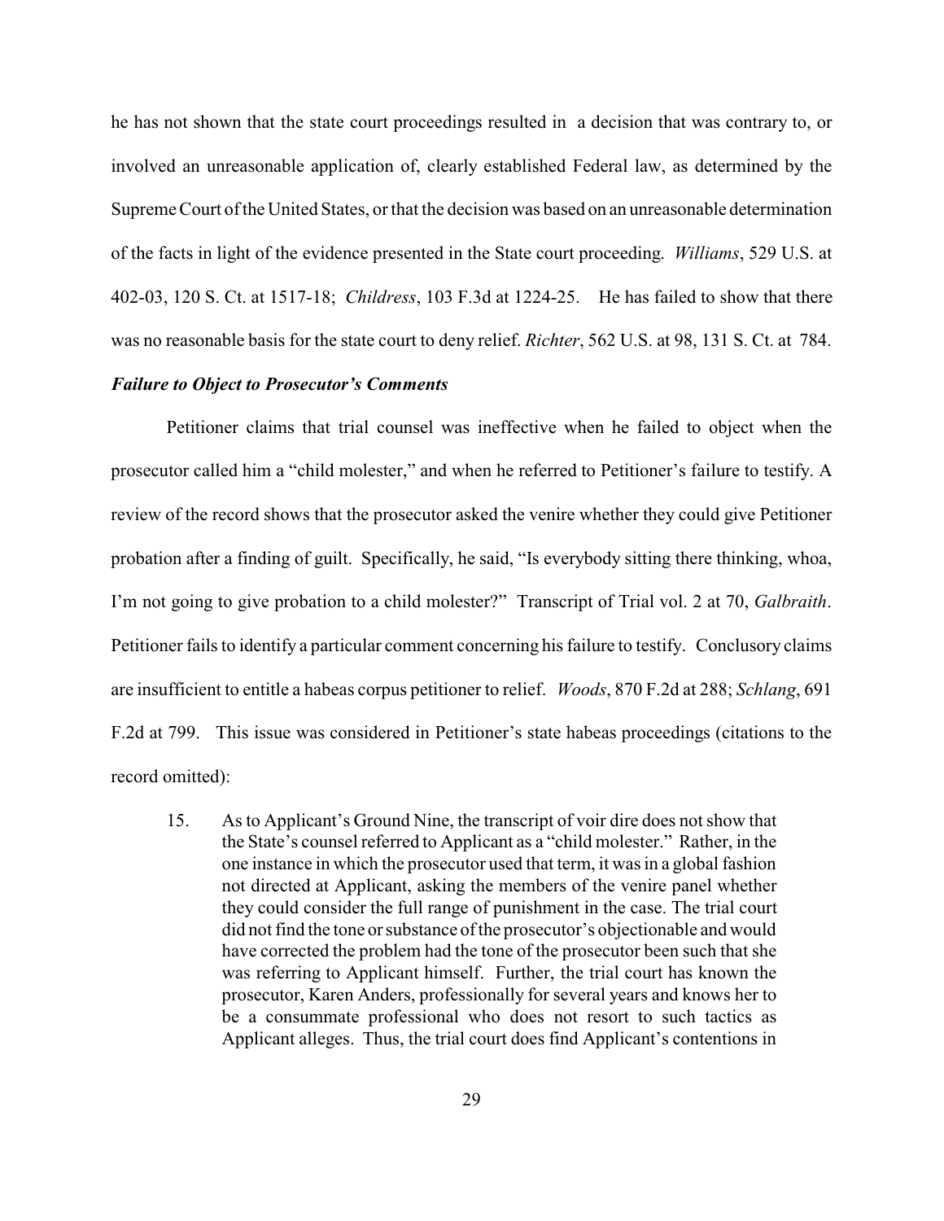he has not shown that the state court proceedings resulted in a decision that was contrary to, or involved an unreasonable application of, clearly established Federal law, as determined by the Supreme Court of the United States, or that the decision was based on an unreasonable determination of the facts in light of the evidence presented in the State court proceeding. *Williams*, 529 U.S. at 402-03, 120 S. Ct. at 1517-18; *Childress*, 103 F.3d at 1224-25. He has failed to show that there was no reasonable basis for the state court to deny relief. *Richter*, 562 U.S. at 98, 131 S. Ct. at 784.

***Failure to Object to Prosecutor's Comments***

Petitioner claims that trial counsel was ineffective when he failed to object when the prosecutor called him a "child molester," and when he referred to Petitioner's failure to testify. A review of the record shows that the prosecutor asked the venire whether they could give Petitioner probation after a finding of guilt. Specifically, he said, "Is everybody sitting there thinking, whoa, I'm not going to give probation to a child molester?" Transcript of Trial vol. 2 at 70, *Galbraith*. Petitioner fails to identify a particular comment concerning his failure to testify. Conclusory claims are insufficient to entitle a habeas corpus petitioner to relief. *Woods*, 870 F.2d at 288; *Schlang*, 691 F.2d at 799. This issue was considered in Petitioner's state habeas proceedings (citations to the record omitted):

> 15. As to Applicant's Ground Nine, the transcript of voir dire does not show that the State's counsel referred to Applicant as a "child molester." Rather, in the one instance in which the prosecutor used that term, it was in a global fashion not directed at Applicant, asking the members of the venire panel whether they could consider the full range of punishment in the case. The trial court did not find the tone or substance of the prosecutor's objectionable and would have corrected the problem had the tone of the prosecutor been such that she was referring to Applicant himself. Further, the trial court has known the prosecutor, Karen Anders, professionally for several years and knows her to be a consummate professional who does not resort to such tactics as Applicant alleges. Thus, the trial court does find Applicant's contentions in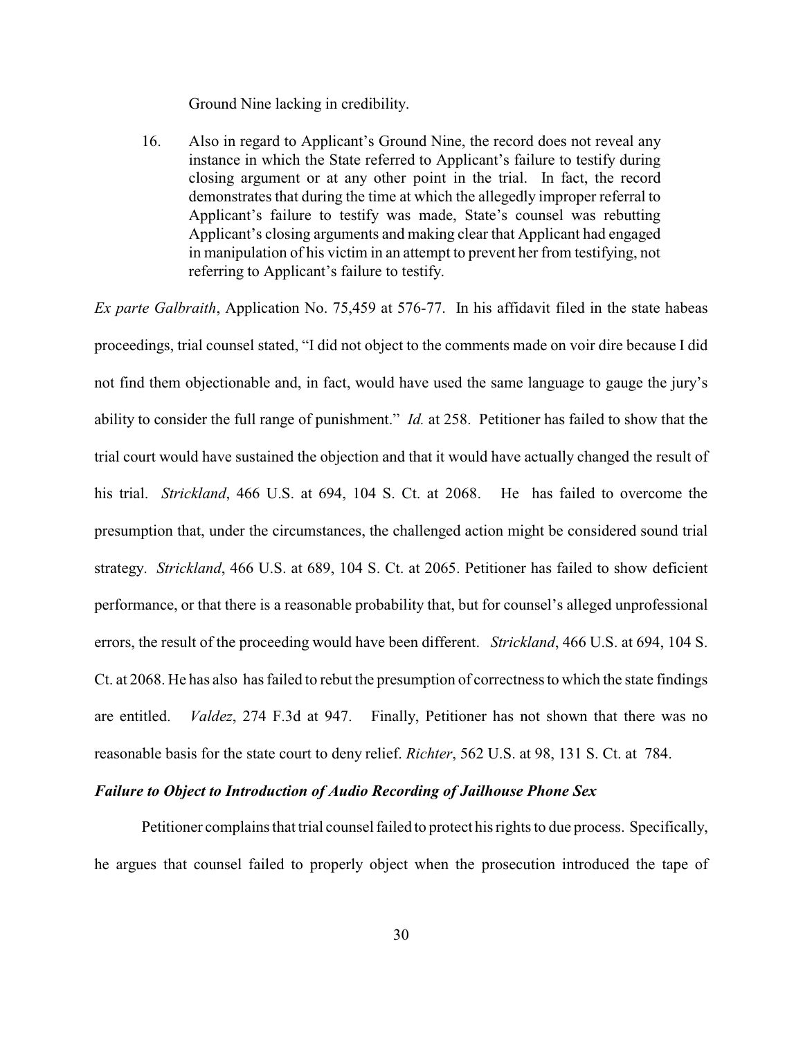Ground Nine lacking in credibility.

> 16. Also in regard to Applicant's Ground Nine, the record does not reveal any instance in which the State referred to Applicant's failure to testify during closing argument or at any other point in the trial. In fact, the record demonstrates that during the time at which the allegedly improper referral to Applicant's failure to testify was made, State's counsel was rebutting Applicant's closing arguments and making clear that Applicant had engaged in manipulation of his victim in an attempt to prevent her from testifying, not referring to Applicant's failure to testify.

*Ex parte Galbraith*, Application No. 75,459 at 576-77. In his affidavit filed in the state habeas proceedings, trial counsel stated, "I did not object to the comments made on voir dire because I did not find them objectionable and, in fact, would have used the same language to gauge the jury's ability to consider the full range of punishment." *Id.* at 258. Petitioner has failed to show that the trial court would have sustained the objection and that it would have actually changed the result of his trial. *Strickland*, 466 U.S. at 694, 104 S. Ct. at 2068. He has failed to overcome the presumption that, under the circumstances, the challenged action might be considered sound trial strategy. *Strickland*, 466 U.S. at 689, 104 S. Ct. at 2065. Petitioner has failed to show deficient performance, or that there is a reasonable probability that, but for counsel's alleged unprofessional errors, the result of the proceeding would have been different. *Strickland*, 466 U.S. at 694, 104 S. Ct. at 2068. He has also has failed to rebut the presumption of correctness to which the state findings are entitled. *Valdez*, 274 F.3d at 947. Finally, Petitioner has not shown that there was no reasonable basis for the state court to deny relief. *Richter*, 562 U.S. at 98, 131 S. Ct. at 784.

***Failure to Object to Introduction of Audio Recording of Jailhouse Phone Sex***

Petitioner complains that trial counsel failed to protect his rights to due process. Specifically, he argues that counsel failed to properly object when the prosecution introduced the tape of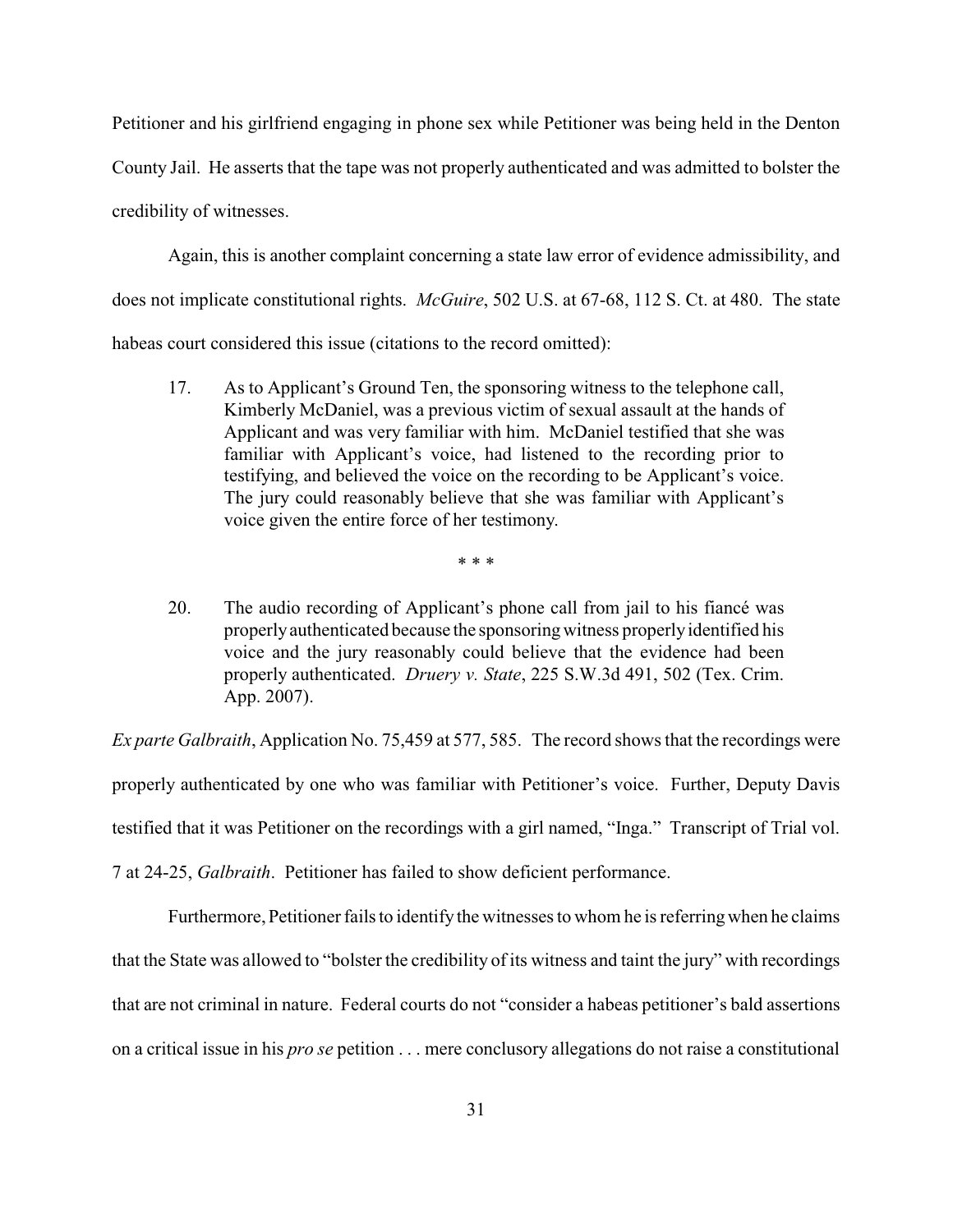Petitioner and his girlfriend engaging in phone sex while Petitioner was being held in the Denton County Jail. He asserts that the tape was not properly authenticated and was admitted to bolster the credibility of witnesses.

Again, this is another complaint concerning a state law error of evidence admissibility, and does not implicate constitutional rights. *McGuire*, 502 U.S. at 67-68, 112 S. Ct. at 480. The state habeas court considered this issue (citations to the record omitted):

> 17. As to Applicant's Ground Ten, the sponsoring witness to the telephone call, Kimberly McDaniel, was a previous victim of sexual assault at the hands of Applicant and was very familiar with him. McDaniel testified that she was familiar with Applicant's voice, had listened to the recording prior to testifying, and believed the voice on the recording to be Applicant's voice. The jury could reasonably believe that she was familiar with Applicant's voice given the entire force of her testimony.
>
> \* \* \*
>
> 20. The audio recording of Applicant's phone call from jail to his fiancé was properly authenticated because the sponsoring witness properly identified his voice and the jury reasonably could believe that the evidence had been properly authenticated. *Druery v. State*, 225 S.W.3d 491, 502 (Tex. Crim. App. 2007).

*Ex parte Galbraith*, Application No. 75,459 at 577, 585. The record shows that the recordings were properly authenticated by one who was familiar with Petitioner's voice. Further, Deputy Davis testified that it was Petitioner on the recordings with a girl named, "Inga." Transcript of Trial vol. 7 at 24-25, *Galbraith*. Petitioner has failed to show deficient performance.

Furthermore, Petitioner fails to identify the witnesses to whom he is referring when he claims that the State was allowed to "bolster the credibility of its witness and taint the jury" with recordings that are not criminal in nature. Federal courts do not "consider a habeas petitioner's bald assertions on a critical issue in his *pro se* petition . . . mere conclusory allegations do not raise a constitutional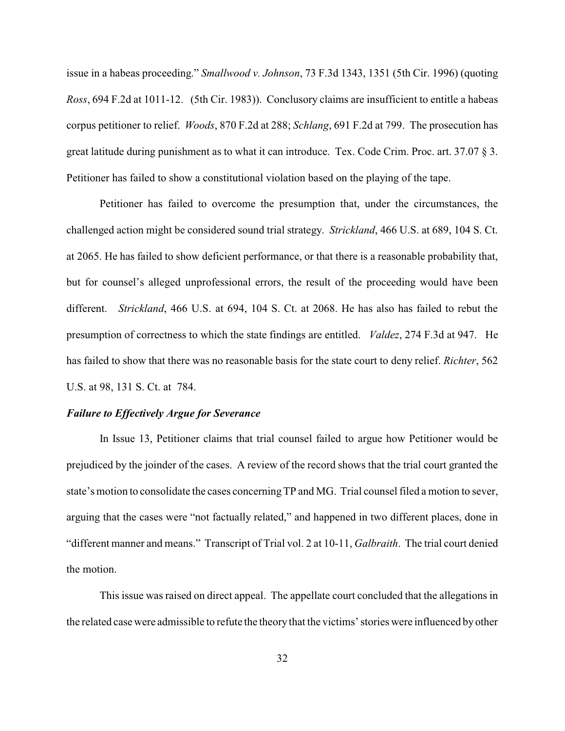issue in a habeas proceeding." *Smallwood v. Johnson*, 73 F.3d 1343, 1351 (5th Cir. 1996) (quoting *Ross*, 694 F.2d at 1011-12. (5th Cir. 1983)). Conclusory claims are insufficient to entitle a habeas corpus petitioner to relief. *Woods*, 870 F.2d at 288; *Schlang*, 691 F.2d at 799. The prosecution has great latitude during punishment as to what it can introduce. Tex. Code Crim. Proc. art. 37.07 § 3. Petitioner has failed to show a constitutional violation based on the playing of the tape.

Petitioner has failed to overcome the presumption that, under the circumstances, the challenged action might be considered sound trial strategy. *Strickland*, 466 U.S. at 689, 104 S. Ct. at 2065. He has failed to show deficient performance, or that there is a reasonable probability that, but for counsel's alleged unprofessional errors, the result of the proceeding would have been different. *Strickland*, 466 U.S. at 694, 104 S. Ct. at 2068. He has also has failed to rebut the presumption of correctness to which the state findings are entitled. *Valdez*, 274 F.3d at 947. He has failed to show that there was no reasonable basis for the state court to deny relief. *Richter*, 562 U.S. at 98, 131 S. Ct. at 784.

***Failure to Effectively Argue for Severance***

In Issue 13, Petitioner claims that trial counsel failed to argue how Petitioner would be prejudiced by the joinder of the cases. A review of the record shows that the trial court granted the state's motion to consolidate the cases concerning TP and MG. Trial counsel filed a motion to sever, arguing that the cases were "not factually related," and happened in two different places, done in "different manner and means." Transcript of Trial vol. 2 at 10-11, *Galbraith*. The trial court denied the motion.

This issue was raised on direct appeal. The appellate court concluded that the allegations in the related case were admissible to refute the theory that the victims' stories were influenced by other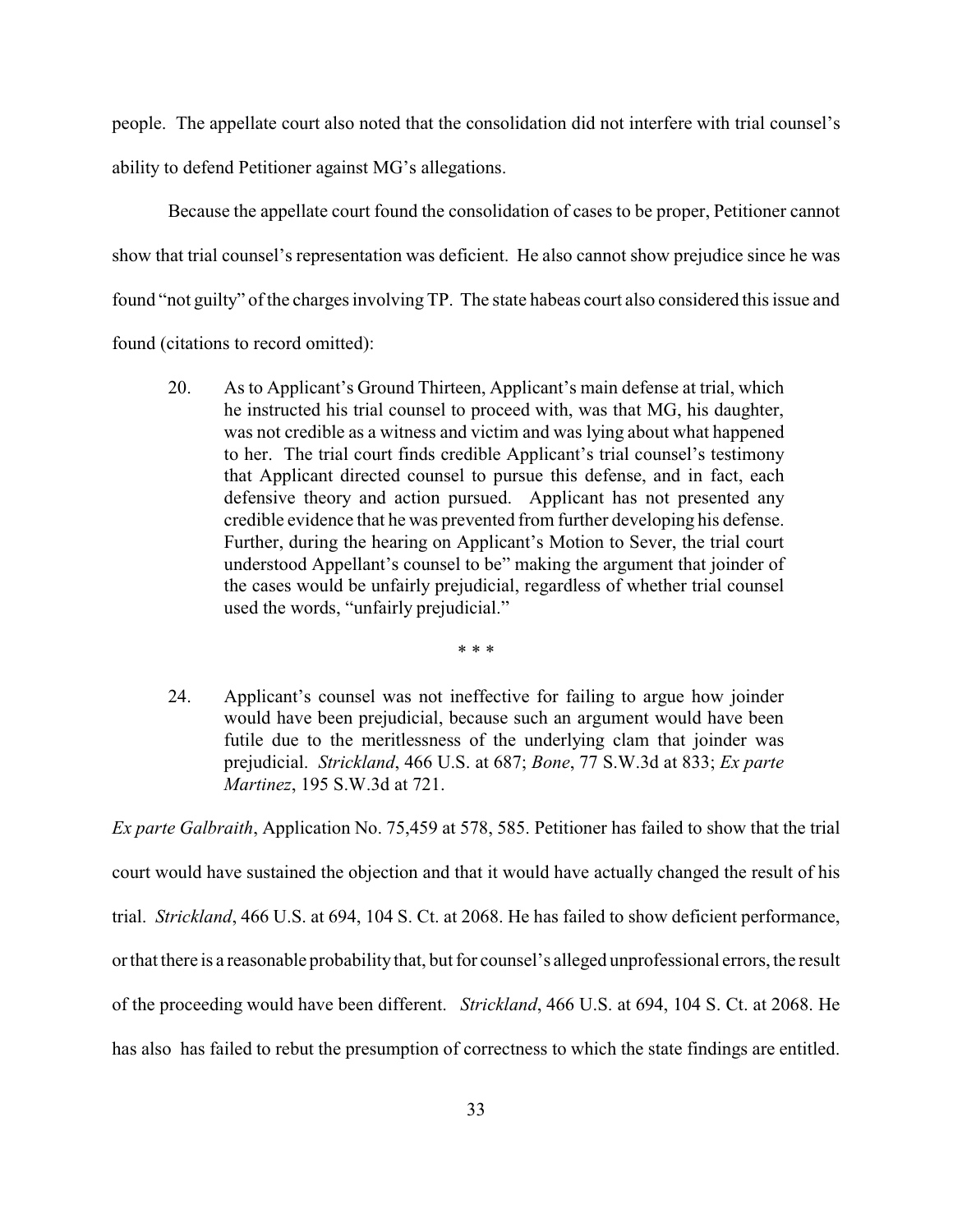people. The appellate court also noted that the consolidation did not interfere with trial counsel's ability to defend Petitioner against MG's allegations.

Because the appellate court found the consolidation of cases to be proper, Petitioner cannot show that trial counsel's representation was deficient. He also cannot show prejudice since he was found "not guilty" of the charges involving TP. The state habeas court also considered this issue and found (citations to record omitted):

> 20. As to Applicant's Ground Thirteen, Applicant's main defense at trial, which he instructed his trial counsel to proceed with, was that MG, his daughter, was not credible as a witness and victim and was lying about what happened to her. The trial court finds credible Applicant's trial counsel's testimony that Applicant directed counsel to pursue this defense, and in fact, each defensive theory and action pursued. Applicant has not presented any credible evidence that he was prevented from further developing his defense. Further, during the hearing on Applicant's Motion to Sever, the trial court understood Appellant's counsel to be" making the argument that joinder of the cases would be unfairly prejudicial, regardless of whether trial counsel used the words, "unfairly prejudicial."
>
> * * *
>
> 24. Applicant's counsel was not ineffective for failing to argue how joinder would have been prejudicial, because such an argument would have been futile due to the meritlessness of the underlying clam that joinder was prejudicial. *Strickland*, 466 U.S. at 687; *Bone*, 77 S.W.3d at 833; *Ex parte Martinez*, 195 S.W.3d at 721.

*Ex parte Galbraith*, Application No. 75,459 at 578, 585. Petitioner has failed to show that the trial court would have sustained the objection and that it would have actually changed the result of his trial. *Strickland*, 466 U.S. at 694, 104 S. Ct. at 2068. He has failed to show deficient performance, or that there is a reasonable probability that, but for counsel's alleged unprofessional errors, the result of the proceeding would have been different. *Strickland*, 466 U.S. at 694, 104 S. Ct. at 2068. He has also has failed to rebut the presumption of correctness to which the state findings are entitled.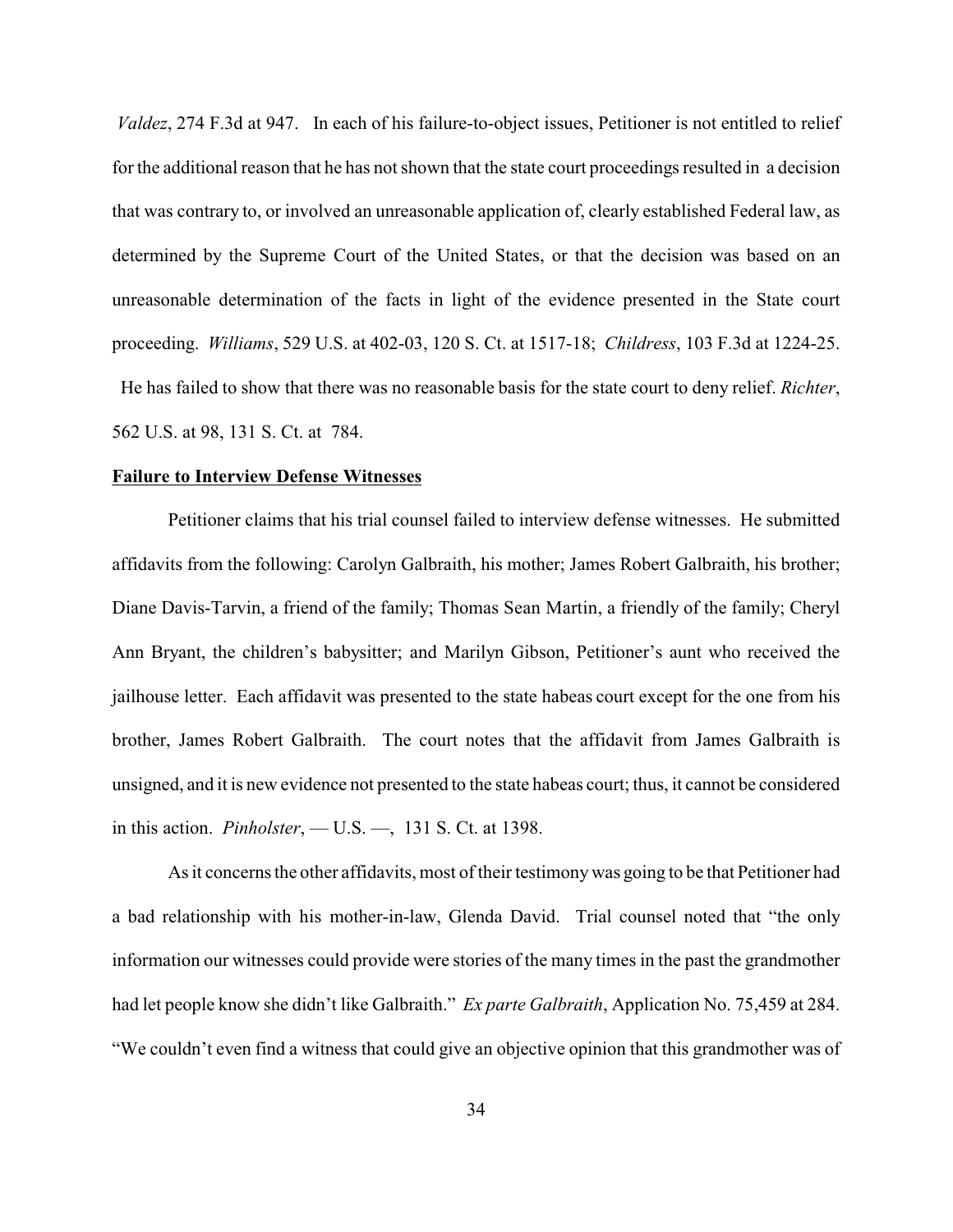*Valdez*, 274 F.3d at 947. In each of his failure-to-object issues, Petitioner is not entitled to relief for the additional reason that he has not shown that the state court proceedings resulted in a decision that was contrary to, or involved an unreasonable application of, clearly established Federal law, as determined by the Supreme Court of the United States, or that the decision was based on an unreasonable determination of the facts in light of the evidence presented in the State court proceeding. *Williams*, 529 U.S. at 402-03, 120 S. Ct. at 1517-18; *Childress*, 103 F.3d at 1224-25. He has failed to show that there was no reasonable basis for the state court to deny relief. *Richter*, 562 U.S. at 98, 131 S. Ct. at 784.

**<u>Failure to Interview Defense Witnesses</u>**

Petitioner claims that his trial counsel failed to interview defense witnesses. He submitted affidavits from the following: Carolyn Galbraith, his mother; James Robert Galbraith, his brother; Diane Davis-Tarvin, a friend of the family; Thomas Sean Martin, a friendly of the family; Cheryl Ann Bryant, the children's babysitter; and Marilyn Gibson, Petitioner's aunt who received the jailhouse letter. Each affidavit was presented to the state habeas court except for the one from his brother, James Robert Galbraith. The court notes that the affidavit from James Galbraith is unsigned, and it is new evidence not presented to the state habeas court; thus, it cannot be considered in this action. *Pinholster*, — U.S. —, 131 S. Ct. at 1398.

As it concerns the other affidavits, most of their testimony was going to be that Petitioner had a bad relationship with his mother-in-law, Glenda David. Trial counsel noted that "the only information our witnesses could provide were stories of the many times in the past the grandmother had let people know she didn't like Galbraith." *Ex parte Galbraith*, Application No. 75,459 at 284. "We couldn't even find a witness that could give an objective opinion that this grandmother was of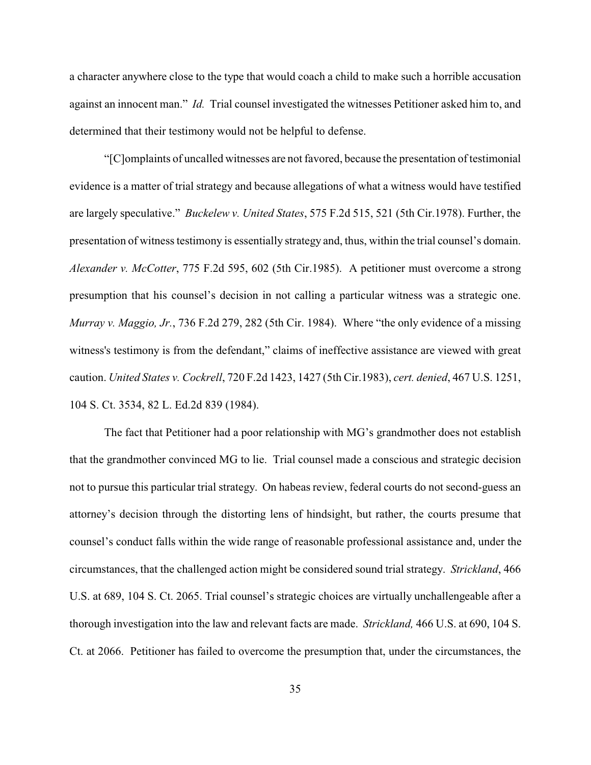a character anywhere close to the type that would coach a child to make such a horrible accusation against an innocent man." *Id.* Trial counsel investigated the witnesses Petitioner asked him to, and determined that their testimony would not be helpful to defense.

"[C]omplaints of uncalled witnesses are not favored, because the presentation of testimonial evidence is a matter of trial strategy and because allegations of what a witness would have testified are largely speculative." *Buckelew v. United States*, 575 F.2d 515, 521 (5th Cir.1978). Further, the presentation of witness testimony is essentially strategy and, thus, within the trial counsel's domain. *Alexander v. McCotter*, 775 F.2d 595, 602 (5th Cir.1985). A petitioner must overcome a strong presumption that his counsel's decision in not calling a particular witness was a strategic one. *Murray v. Maggio, Jr.*, 736 F.2d 279, 282 (5th Cir. 1984). Where "the only evidence of a missing witness's testimony is from the defendant," claims of ineffective assistance are viewed with great caution. *United States v. Cockrell*, 720 F.2d 1423, 1427 (5th Cir.1983), *cert. denied*, 467 U.S. 1251, 104 S. Ct. 3534, 82 L. Ed.2d 839 (1984).

The fact that Petitioner had a poor relationship with MG's grandmother does not establish that the grandmother convinced MG to lie. Trial counsel made a conscious and strategic decision not to pursue this particular trial strategy. On habeas review, federal courts do not second-guess an attorney's decision through the distorting lens of hindsight, but rather, the courts presume that counsel's conduct falls within the wide range of reasonable professional assistance and, under the circumstances, that the challenged action might be considered sound trial strategy. *Strickland*, 466 U.S. at 689, 104 S. Ct. 2065. Trial counsel's strategic choices are virtually unchallengeable after a thorough investigation into the law and relevant facts are made. *Strickland,* 466 U.S. at 690, 104 S. Ct. at 2066. Petitioner has failed to overcome the presumption that, under the circumstances, the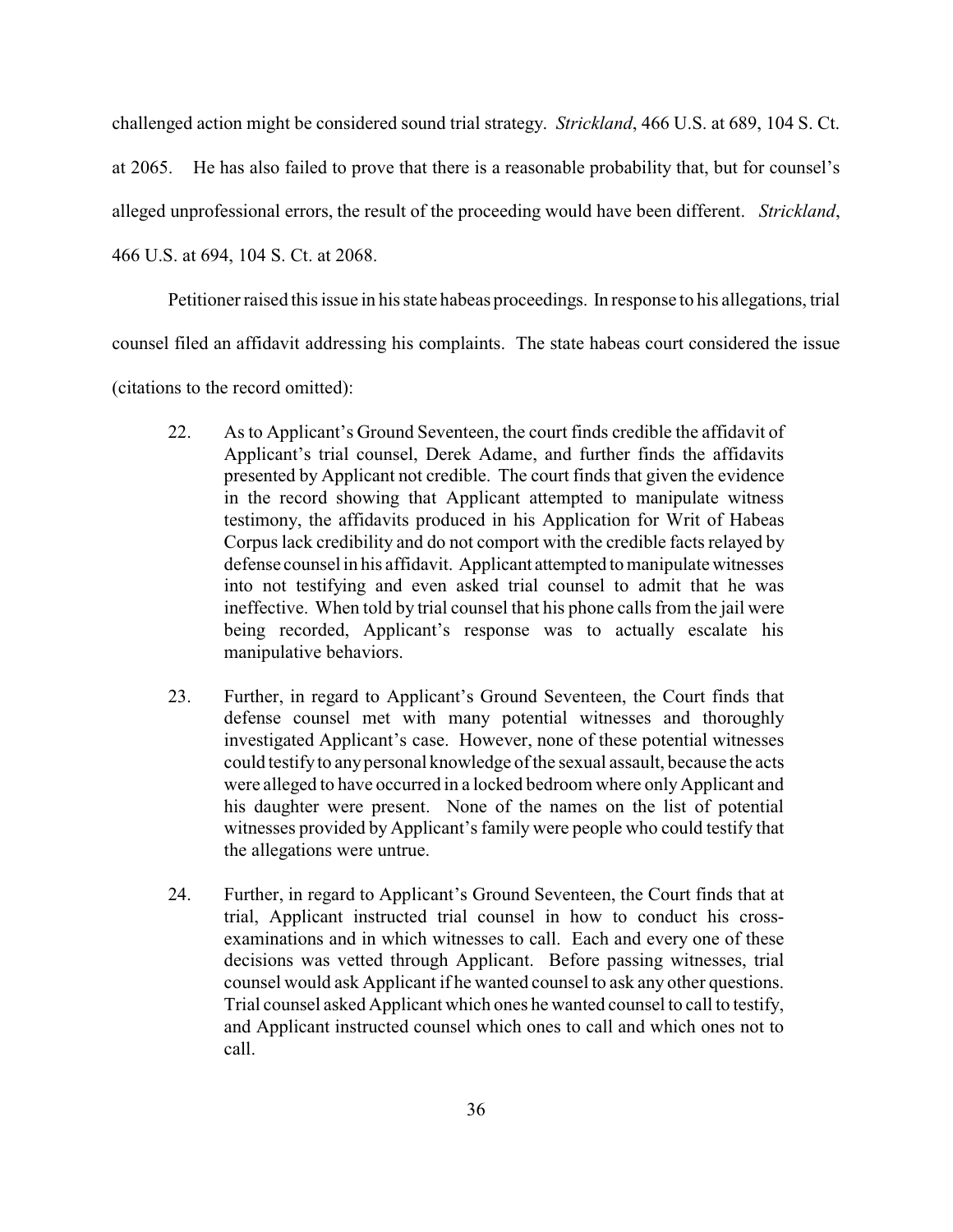challenged action might be considered sound trial strategy. *Strickland*, 466 U.S. at 689, 104 S. Ct. at 2065. He has also failed to prove that there is a reasonable probability that, but for counsel's alleged unprofessional errors, the result of the proceeding would have been different. *Strickland*, 466 U.S. at 694, 104 S. Ct. at 2068.

Petitioner raised this issue in his state habeas proceedings. In response to his allegations, trial counsel filed an affidavit addressing his complaints. The state habeas court considered the issue (citations to the record omitted):

> 22. As to Applicant's Ground Seventeen, the court finds credible the affidavit of Applicant's trial counsel, Derek Adame, and further finds the affidavits presented by Applicant not credible. The court finds that given the evidence in the record showing that Applicant attempted to manipulate witness testimony, the affidavits produced in his Application for Writ of Habeas Corpus lack credibility and do not comport with the credible facts relayed by defense counsel in his affidavit. Applicant attempted to manipulate witnesses into not testifying and even asked trial counsel to admit that he was ineffective. When told by trial counsel that his phone calls from the jail were being recorded, Applicant's response was to actually escalate his manipulative behaviors.
>
> 23. Further, in regard to Applicant's Ground Seventeen, the Court finds that defense counsel met with many potential witnesses and thoroughly investigated Applicant's case. However, none of these potential witnesses could testify to any personal knowledge of the sexual assault, because the acts were alleged to have occurred in a locked bedroom where only Applicant and his daughter were present. None of the names on the list of potential witnesses provided by Applicant's family were people who could testify that the allegations were untrue.
>
> 24. Further, in regard to Applicant's Ground Seventeen, the Court finds that at trial, Applicant instructed trial counsel in how to conduct his cross-examinations and in which witnesses to call. Each and every one of these decisions was vetted through Applicant. Before passing witnesses, trial counsel would ask Applicant if he wanted counsel to ask any other questions. Trial counsel asked Applicant which ones he wanted counsel to call to testify, and Applicant instructed counsel which ones to call and which ones not to call.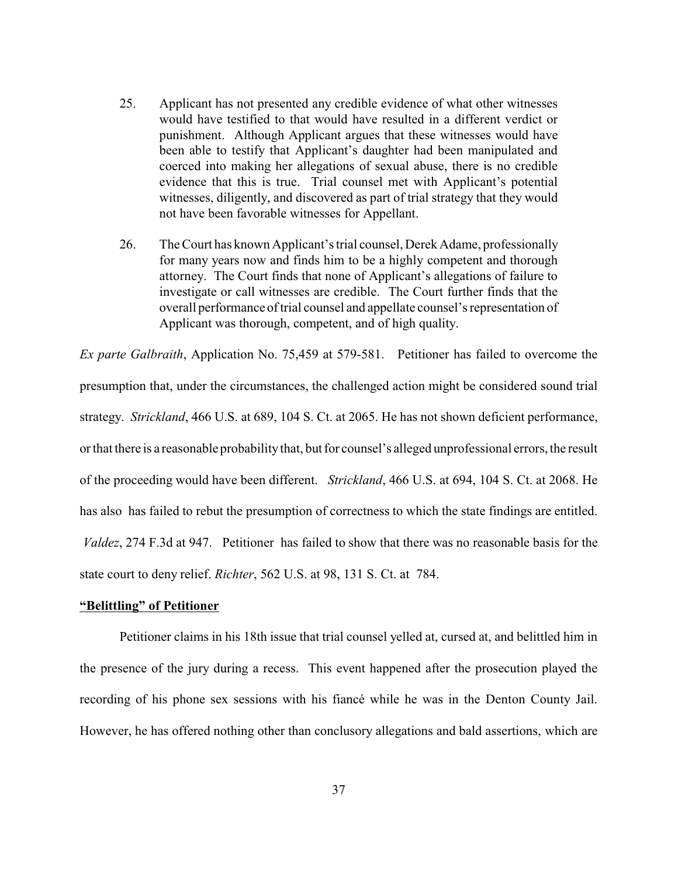25. Applicant has not presented any credible evidence of what other witnesses would have testified to that would have resulted in a different verdict or punishment. Although Applicant argues that these witnesses would have been able to testify that Applicant's daughter had been manipulated and coerced into making her allegations of sexual abuse, there is no credible evidence that this is true. Trial counsel met with Applicant's potential witnesses, diligently, and discovered as part of trial strategy that they would not have been favorable witnesses for Appellant.

26. The Court has known Applicant's trial counsel, Derek Adame, professionally for many years now and finds him to be a highly competent and thorough attorney. The Court finds that none of Applicant's allegations of failure to investigate or call witnesses are credible. The Court further finds that the overall performance of trial counsel and appellate counsel's representation of Applicant was thorough, competent, and of high quality.

*Ex parte Galbraith*, Application No. 75,459 at 579-581. Petitioner has failed to overcome the presumption that, under the circumstances, the challenged action might be considered sound trial strategy. *Strickland*, 466 U.S. at 689, 104 S. Ct. at 2065. He has not shown deficient performance, or that there is a reasonable probability that, but for counsel's alleged unprofessional errors, the result of the proceeding would have been different. *Strickland*, 466 U.S. at 694, 104 S. Ct. at 2068. He has also has failed to rebut the presumption of correctness to which the state findings are entitled. *Valdez*, 274 F.3d at 947. Petitioner has failed to show that there was no reasonable basis for the state court to deny relief. *Richter*, 562 U.S. at 98, 131 S. Ct. at 784.

**"Belittling" of Petitioner**

Petitioner claims in his 18th issue that trial counsel yelled at, cursed at, and belittled him in the presence of the jury during a recess. This event happened after the prosecution played the recording of his phone sex sessions with his fiancé while he was in the Denton County Jail. However, he has offered nothing other than conclusory allegations and bald assertions, which are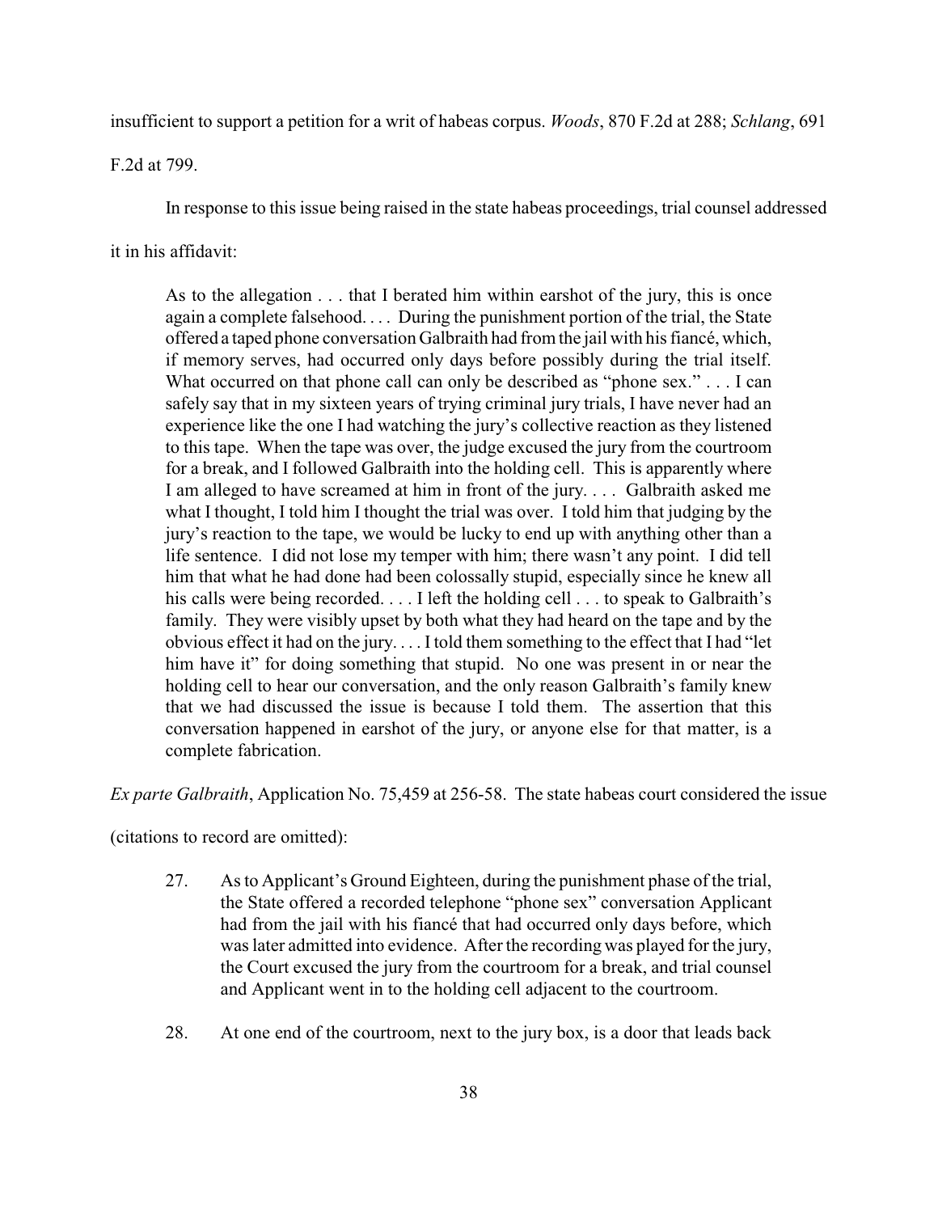insufficient to support a petition for a writ of habeas corpus. *Woods*, 870 F.2d at 288; *Schlang*, 691 F.2d at 799.

In response to this issue being raised in the state habeas proceedings, trial counsel addressed it in his affidavit:

> As to the allegation . . . that I berated him within earshot of the jury, this is once again a complete falsehood. . . . During the punishment portion of the trial, the State offered a taped phone conversation Galbraith had from the jail with his fiancé, which, if memory serves, had occurred only days before possibly during the trial itself. What occurred on that phone call can only be described as "phone sex." . . . I can safely say that in my sixteen years of trying criminal jury trials, I have never had an experience like the one I had watching the jury's collective reaction as they listened to this tape. When the tape was over, the judge excused the jury from the courtroom for a break, and I followed Galbraith into the holding cell. This is apparently where I am alleged to have screamed at him in front of the jury. . . . Galbraith asked me what I thought, I told him I thought the trial was over. I told him that judging by the jury's reaction to the tape, we would be lucky to end up with anything other than a life sentence. I did not lose my temper with him; there wasn't any point. I did tell him that what he had done had been colossally stupid, especially since he knew all his calls were being recorded. . . . I left the holding cell . . . to speak to Galbraith's family. They were visibly upset by both what they had heard on the tape and by the obvious effect it had on the jury. . . . I told them something to the effect that I had "let him have it" for doing something that stupid. No one was present in or near the holding cell to hear our conversation, and the only reason Galbraith's family knew that we had discussed the issue is because I told them. The assertion that this conversation happened in earshot of the jury, or anyone else for that matter, is a complete fabrication.

*Ex parte Galbraith*, Application No. 75,459 at 256-58. The state habeas court considered the issue (citations to record are omitted):

> 27. As to Applicant's Ground Eighteen, during the punishment phase of the trial, the State offered a recorded telephone "phone sex" conversation Applicant had from the jail with his fiancé that had occurred only days before, which was later admitted into evidence. After the recording was played for the jury, the Court excused the jury from the courtroom for a break, and trial counsel and Applicant went in to the holding cell adjacent to the courtroom.
>
> 28. At one end of the courtroom, next to the jury box, is a door that leads back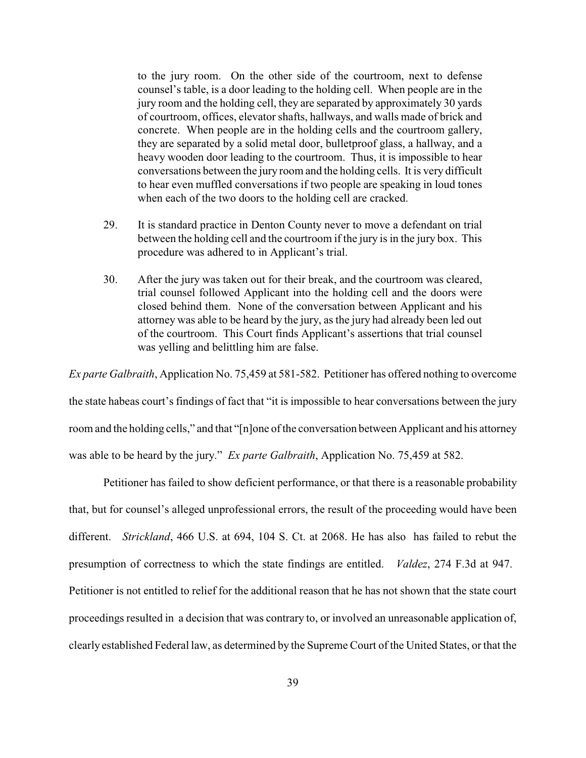to the jury room. On the other side of the courtroom, next to defense counsel's table, is a door leading to the holding cell. When people are in the jury room and the holding cell, they are separated by approximately 30 yards of courtroom, offices, elevator shafts, hallways, and walls made of brick and concrete. When people are in the holding cells and the courtroom gallery, they are separated by a solid metal door, bulletproof glass, a hallway, and a heavy wooden door leading to the courtroom. Thus, it is impossible to hear conversations between the jury room and the holding cells. It is very difficult to hear even muffled conversations if two people are speaking in loud tones when each of the two doors to the holding cell are cracked.

> 29. It is standard practice in Denton County never to move a defendant on trial between the holding cell and the courtroom if the jury is in the jury box. This procedure was adhered to in Applicant's trial.
>
> 30. After the jury was taken out for their break, and the courtroom was cleared, trial counsel followed Applicant into the holding cell and the doors were closed behind them. None of the conversation between Applicant and his attorney was able to be heard by the jury, as the jury had already been led out of the courtroom. This Court finds Applicant's assertions that trial counsel was yelling and belittling him are false.

*Ex parte Galbraith*, Application No. 75,459 at 581-582. Petitioner has offered nothing to overcome the state habeas court's findings of fact that "it is impossible to hear conversations between the jury room and the holding cells," and that "[n]one of the conversation between Applicant and his attorney was able to be heard by the jury." *Ex parte Galbraith*, Application No. 75,459 at 582.

Petitioner has failed to show deficient performance, or that there is a reasonable probability that, but for counsel's alleged unprofessional errors, the result of the proceeding would have been different. *Strickland*, 466 U.S. at 694, 104 S. Ct. at 2068. He has also has failed to rebut the presumption of correctness to which the state findings are entitled. *Valdez*, 274 F.3d at 947. Petitioner is not entitled to relief for the additional reason that he has not shown that the state court proceedings resulted in a decision that was contrary to, or involved an unreasonable application of, clearly established Federal law, as determined by the Supreme Court of the United States, or that the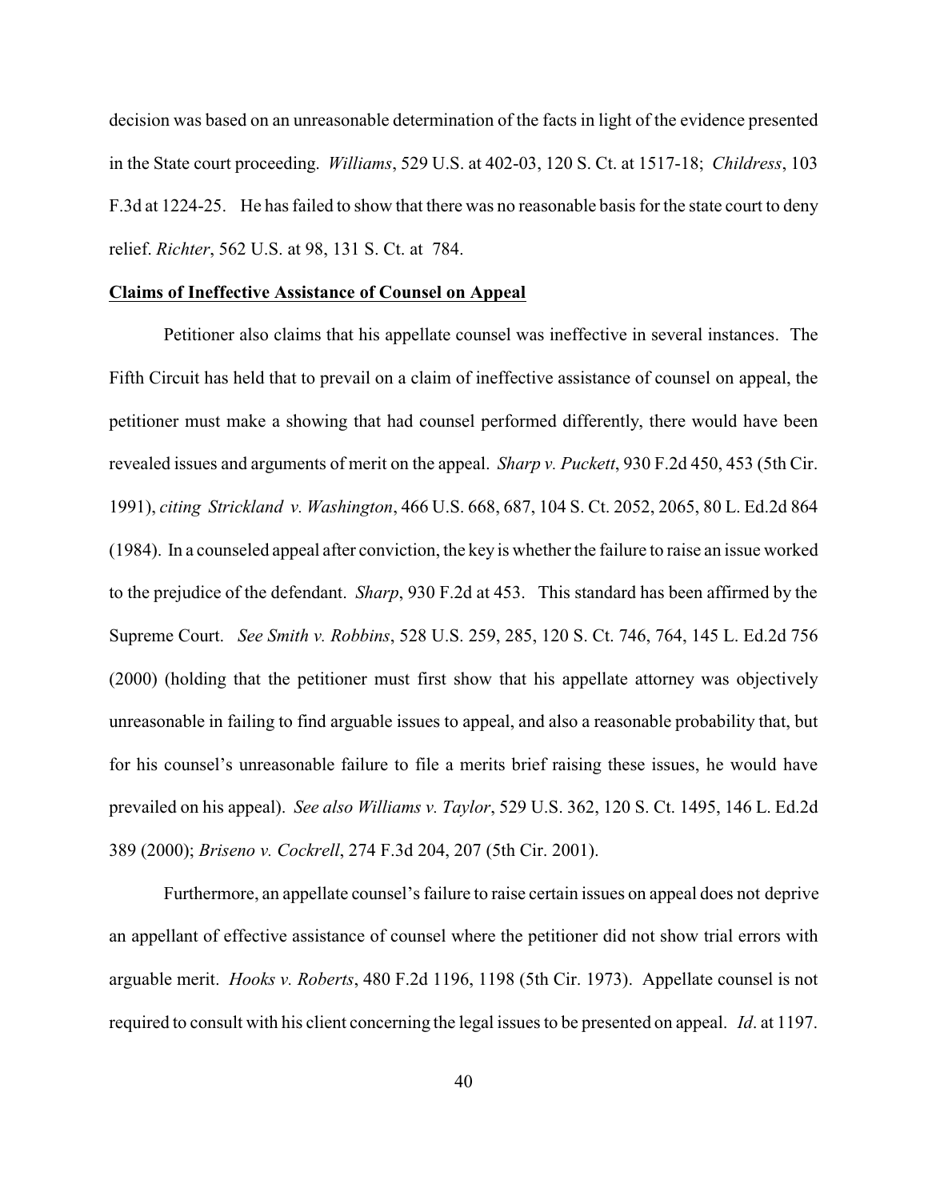decision was based on an unreasonable determination of the facts in light of the evidence presented in the State court proceeding. *Williams*, 529 U.S. at 402-03, 120 S. Ct. at 1517-18; *Childress*, 103 F.3d at 1224-25. He has failed to show that there was no reasonable basis for the state court to deny relief. *Richter*, 562 U.S. at 98, 131 S. Ct. at 784.

**Claims of Ineffective Assistance of Counsel on Appeal**

Petitioner also claims that his appellate counsel was ineffective in several instances. The Fifth Circuit has held that to prevail on a claim of ineffective assistance of counsel on appeal, the petitioner must make a showing that had counsel performed differently, there would have been revealed issues and arguments of merit on the appeal. *Sharp v. Puckett*, 930 F.2d 450, 453 (5th Cir. 1991), *citing Strickland v. Washington*, 466 U.S. 668, 687, 104 S. Ct. 2052, 2065, 80 L. Ed.2d 864 (1984). In a counseled appeal after conviction, the key is whether the failure to raise an issue worked to the prejudice of the defendant. *Sharp*, 930 F.2d at 453. This standard has been affirmed by the Supreme Court. *See Smith v. Robbins*, 528 U.S. 259, 285, 120 S. Ct. 746, 764, 145 L. Ed.2d 756 (2000) (holding that the petitioner must first show that his appellate attorney was objectively unreasonable in failing to find arguable issues to appeal, and also a reasonable probability that, but for his counsel's unreasonable failure to file a merits brief raising these issues, he would have prevailed on his appeal). *See also Williams v. Taylor*, 529 U.S. 362, 120 S. Ct. 1495, 146 L. Ed.2d 389 (2000); *Briseno v. Cockrell*, 274 F.3d 204, 207 (5th Cir. 2001).

Furthermore, an appellate counsel's failure to raise certain issues on appeal does not deprive an appellant of effective assistance of counsel where the petitioner did not show trial errors with arguable merit. *Hooks v. Roberts*, 480 F.2d 1196, 1198 (5th Cir. 1973). Appellate counsel is not required to consult with his client concerning the legal issues to be presented on appeal. *Id*. at 1197.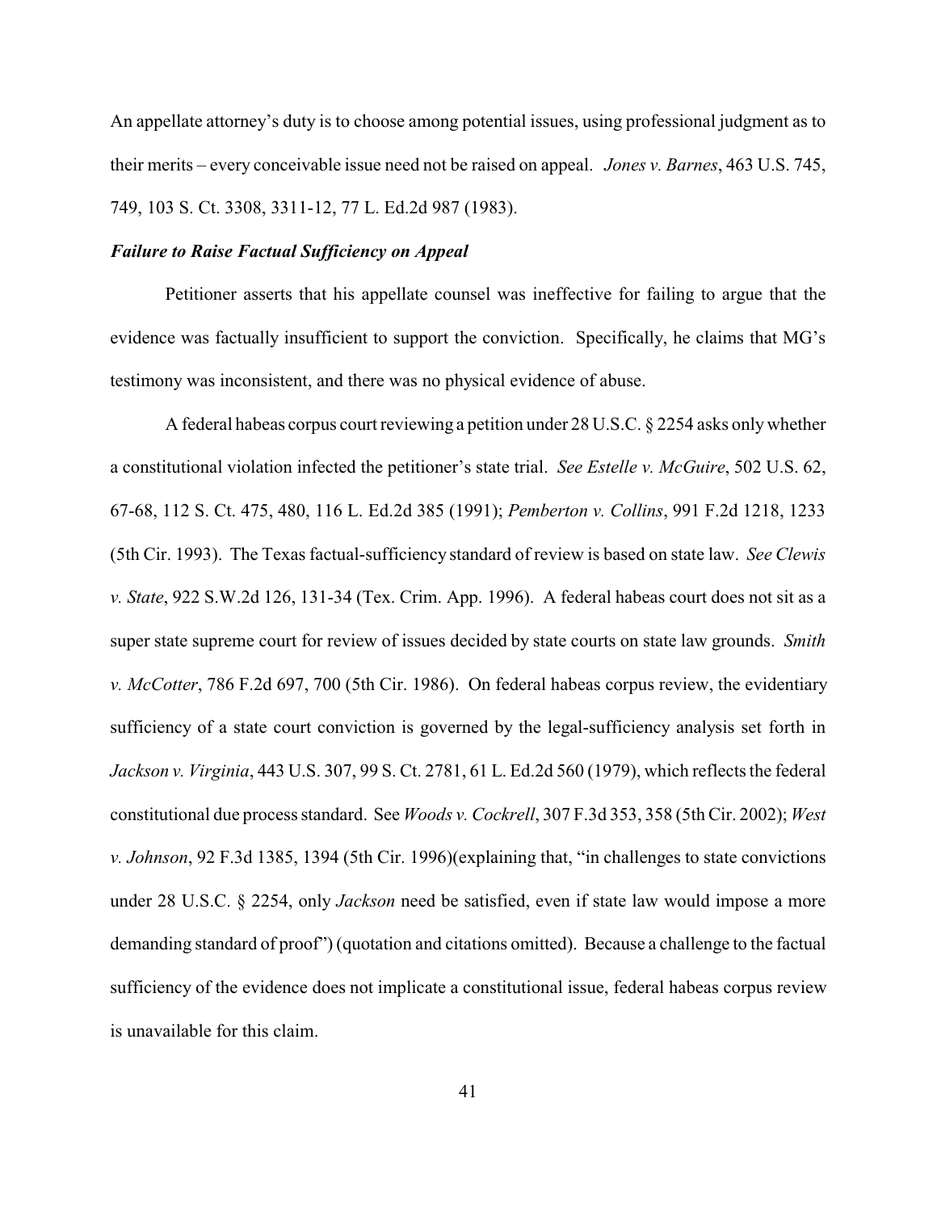An appellate attorney's duty is to choose among potential issues, using professional judgment as to their merits – every conceivable issue need not be raised on appeal. *Jones v. Barnes*, 463 U.S. 745, 749, 103 S. Ct. 3308, 3311-12, 77 L. Ed.2d 987 (1983).

***Failure to Raise Factual Sufficiency on Appeal***

Petitioner asserts that his appellate counsel was ineffective for failing to argue that the evidence was factually insufficient to support the conviction. Specifically, he claims that MG's testimony was inconsistent, and there was no physical evidence of abuse.

A federal habeas corpus court reviewing a petition under 28 U.S.C. § 2254 asks only whether a constitutional violation infected the petitioner's state trial. *See Estelle v. McGuire*, 502 U.S. 62, 67-68, 112 S. Ct. 475, 480, 116 L. Ed.2d 385 (1991); *Pemberton v. Collins*, 991 F.2d 1218, 1233 (5th Cir. 1993). The Texas factual-sufficiency standard of review is based on state law. *See Clewis v. State*, 922 S.W.2d 126, 131-34 (Tex. Crim. App. 1996). A federal habeas court does not sit as a super state supreme court for review of issues decided by state courts on state law grounds. *Smith v. McCotter*, 786 F.2d 697, 700 (5th Cir. 1986). On federal habeas corpus review, the evidentiary sufficiency of a state court conviction is governed by the legal-sufficiency analysis set forth in *Jackson v. Virginia*, 443 U.S. 307, 99 S. Ct. 2781, 61 L. Ed.2d 560 (1979), which reflects the federal constitutional due process standard. See *Woods v. Cockrell*, 307 F.3d 353, 358 (5th Cir. 2002); *West v. Johnson*, 92 F.3d 1385, 1394 (5th Cir. 1996)(explaining that, "in challenges to state convictions under 28 U.S.C. § 2254, only *Jackson* need be satisfied, even if state law would impose a more demanding standard of proof") (quotation and citations omitted). Because a challenge to the factual sufficiency of the evidence does not implicate a constitutional issue, federal habeas corpus review is unavailable for this claim.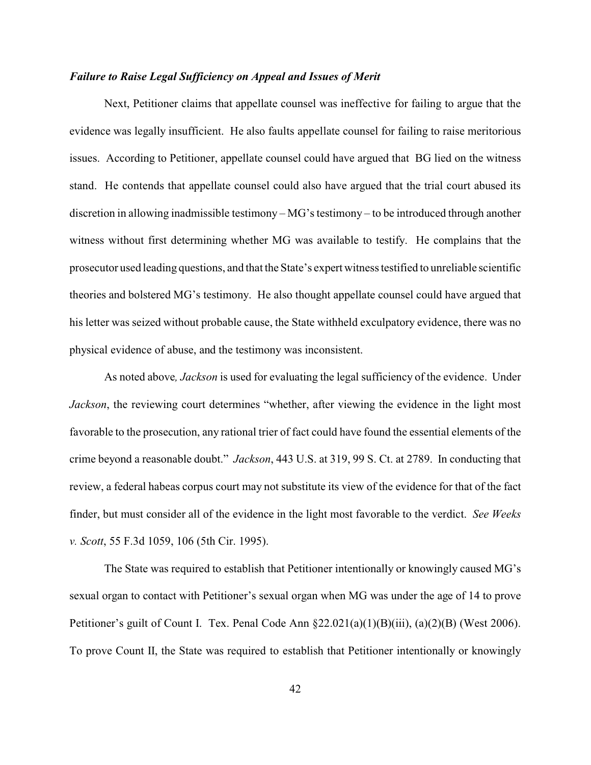***Failure to Raise Legal Sufficiency on Appeal and Issues of Merit***

Next, Petitioner claims that appellate counsel was ineffective for failing to argue that the evidence was legally insufficient. He also faults appellate counsel for failing to raise meritorious issues. According to Petitioner, appellate counsel could have argued that BG lied on the witness stand. He contends that appellate counsel could also have argued that the trial court abused its discretion in allowing inadmissible testimony – MG's testimony – to be introduced through another witness without first determining whether MG was available to testify. He complains that the prosecutor used leading questions, and that the State's expert witness testified to unreliable scientific theories and bolstered MG's testimony. He also thought appellate counsel could have argued that his letter was seized without probable cause, the State withheld exculpatory evidence, there was no physical evidence of abuse, and the testimony was inconsistent.

As noted above*, Jackson* is used for evaluating the legal sufficiency of the evidence. Under *Jackson*, the reviewing court determines "whether, after viewing the evidence in the light most favorable to the prosecution, any rational trier of fact could have found the essential elements of the crime beyond a reasonable doubt." *Jackson*, 443 U.S. at 319, 99 S. Ct. at 2789. In conducting that review, a federal habeas corpus court may not substitute its view of the evidence for that of the fact finder, but must consider all of the evidence in the light most favorable to the verdict. *See Weeks v. Scott*, 55 F.3d 1059, 106 (5th Cir. 1995).

The State was required to establish that Petitioner intentionally or knowingly caused MG's sexual organ to contact with Petitioner's sexual organ when MG was under the age of 14 to prove Petitioner's guilt of Count I. Tex. Penal Code Ann §22.021(a)(1)(B)(iii), (a)(2)(B) (West 2006). To prove Count II, the State was required to establish that Petitioner intentionally or knowingly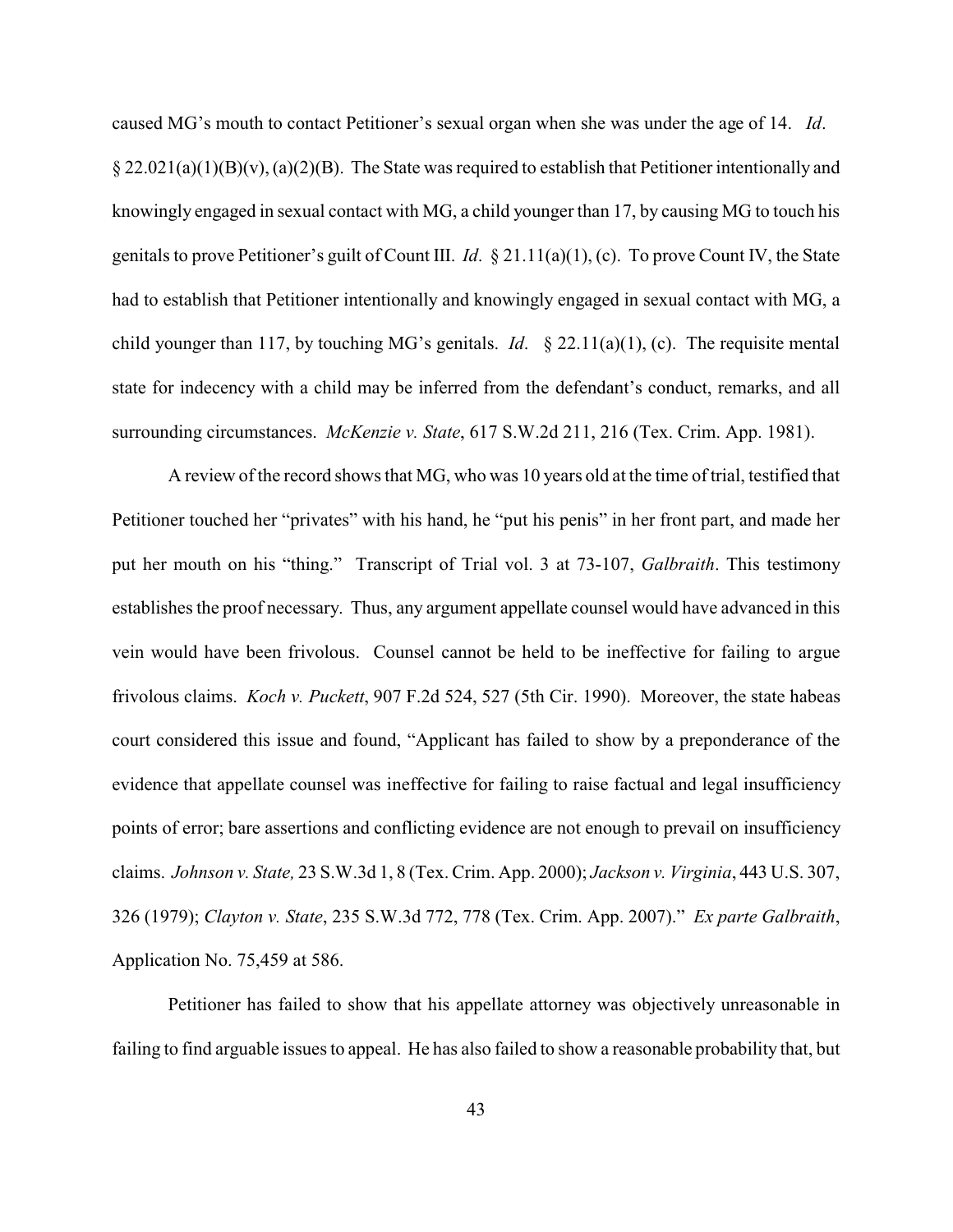caused MG's mouth to contact Petitioner's sexual organ when she was under the age of 14. *Id*. § 22.021(a)(1)(B)(v), (a)(2)(B). The State was required to establish that Petitioner intentionally and knowingly engaged in sexual contact with MG, a child younger than 17, by causing MG to touch his genitals to prove Petitioner's guilt of Count III. *Id*. § 21.11(a)(1), (c). To prove Count IV, the State had to establish that Petitioner intentionally and knowingly engaged in sexual contact with MG, a child younger than 117, by touching MG's genitals. *Id*. § 22.11(a)(1), (c). The requisite mental state for indecency with a child may be inferred from the defendant's conduct, remarks, and all surrounding circumstances. *McKenzie v. State*, 617 S.W.2d 211, 216 (Tex. Crim. App. 1981).

A review of the record shows that MG, who was 10 years old at the time of trial, testified that Petitioner touched her "privates" with his hand, he "put his penis" in her front part, and made her put her mouth on his "thing." Transcript of Trial vol. 3 at 73-107, *Galbraith*. This testimony establishes the proof necessary. Thus, any argument appellate counsel would have advanced in this vein would have been frivolous. Counsel cannot be held to be ineffective for failing to argue frivolous claims. *Koch v. Puckett*, 907 F.2d 524, 527 (5th Cir. 1990). Moreover, the state habeas court considered this issue and found, "Applicant has failed to show by a preponderance of the evidence that appellate counsel was ineffective for failing to raise factual and legal insufficiency points of error; bare assertions and conflicting evidence are not enough to prevail on insufficiency claims. *Johnson v. State,* 23 S.W.3d 1, 8 (Tex. Crim. App. 2000); *Jackson v. Virginia*, 443 U.S. 307, 326 (1979); *Clayton v. State*, 235 S.W.3d 772, 778 (Tex. Crim. App. 2007)." *Ex parte Galbraith*, Application No. 75,459 at 586.

Petitioner has failed to show that his appellate attorney was objectively unreasonable in failing to find arguable issues to appeal. He has also failed to show a reasonable probability that, but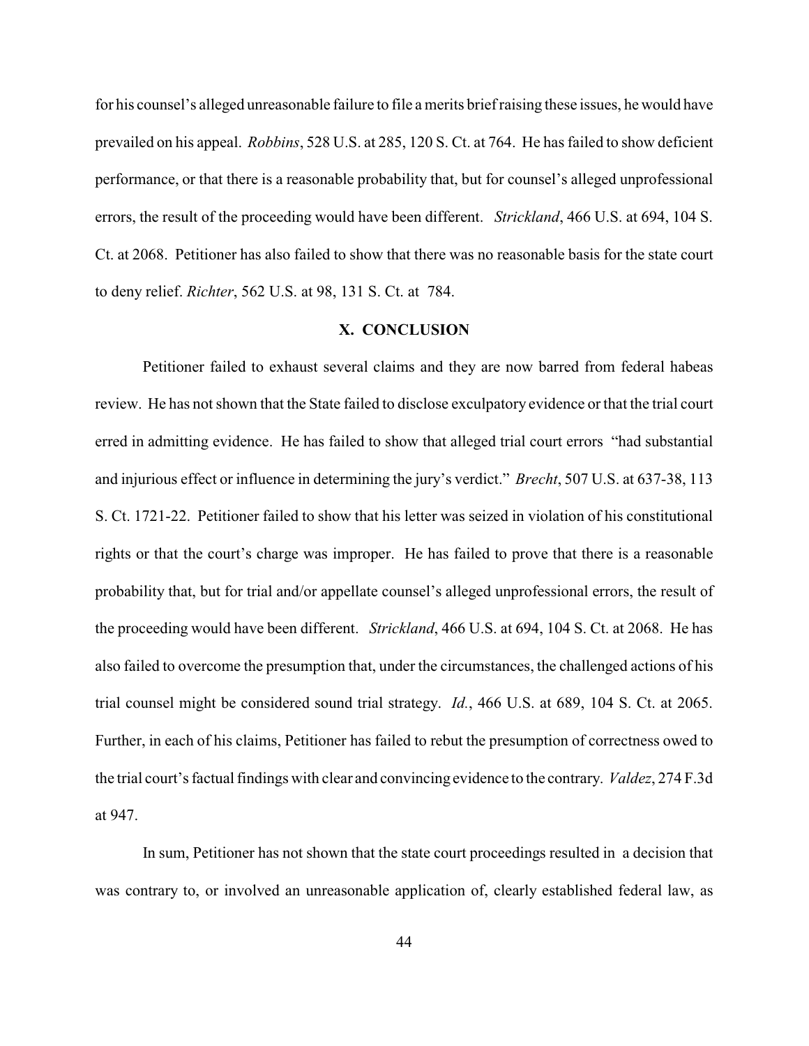for his counsel's alleged unreasonable failure to file a merits brief raising these issues, he would have prevailed on his appeal. *Robbins*, 528 U.S. at 285, 120 S. Ct. at 764. He has failed to show deficient performance, or that there is a reasonable probability that, but for counsel's alleged unprofessional errors, the result of the proceeding would have been different. *Strickland*, 466 U.S. at 694, 104 S. Ct. at 2068. Petitioner has also failed to show that there was no reasonable basis for the state court to deny relief. *Richter*, 562 U.S. at 98, 131 S. Ct. at 784.

## X. CONCLUSION

Petitioner failed to exhaust several claims and they are now barred from federal habeas review. He has not shown that the State failed to disclose exculpatory evidence or that the trial court erred in admitting evidence. He has failed to show that alleged trial court errors "had substantial and injurious effect or influence in determining the jury's verdict." *Brecht*, 507 U.S. at 637-38, 113 S. Ct. 1721-22. Petitioner failed to show that his letter was seized in violation of his constitutional rights or that the court's charge was improper. He has failed to prove that there is a reasonable probability that, but for trial and/or appellate counsel's alleged unprofessional errors, the result of the proceeding would have been different. *Strickland*, 466 U.S. at 694, 104 S. Ct. at 2068. He has also failed to overcome the presumption that, under the circumstances, the challenged actions of his trial counsel might be considered sound trial strategy. *Id.*, 466 U.S. at 689, 104 S. Ct. at 2065. Further, in each of his claims, Petitioner has failed to rebut the presumption of correctness owed to the trial court's factual findings with clear and convincing evidence to the contrary. *Valdez*, 274 F.3d at 947.

In sum, Petitioner has not shown that the state court proceedings resulted in a decision that was contrary to, or involved an unreasonable application of, clearly established federal law, as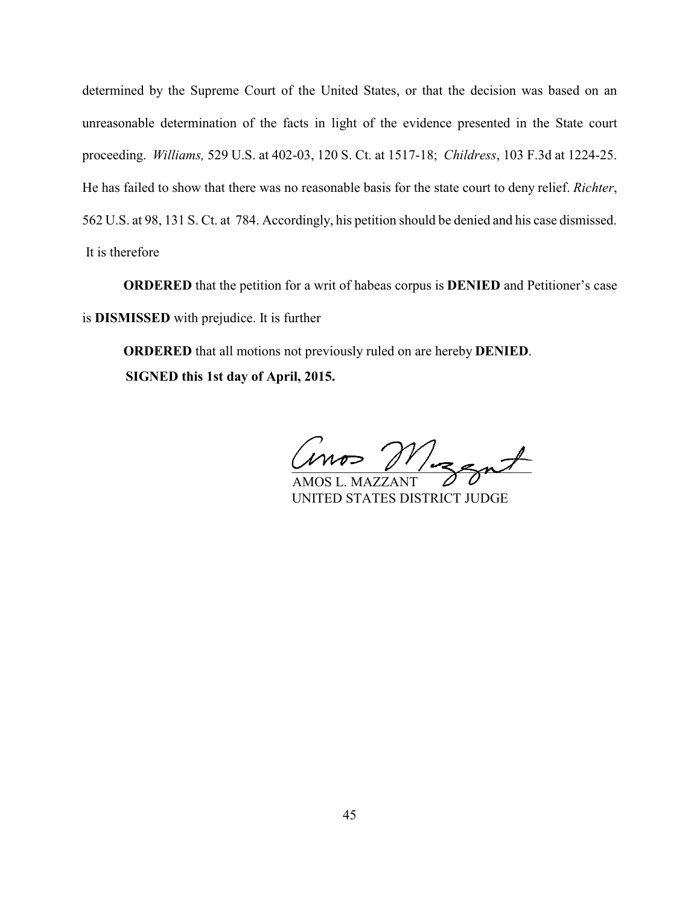determined by the Supreme Court of the United States, or that the decision was based on an unreasonable determination of the facts in light of the evidence presented in the State court proceeding. *Williams,* 529 U.S. at 402-03, 120 S. Ct. at 1517-18; *Childress*, 103 F.3d at 1224-25. He has failed to show that there was no reasonable basis for the state court to deny relief. *Richter*, 562 U.S. at 98, 131 S. Ct. at 784. Accordingly, his petition should be denied and his case dismissed. It is therefore

**ORDERED** that the petition for a writ of habeas corpus is **DENIED** and Petitioner's case is **DISMISSED** with prejudice. It is further

**ORDERED** that all motions not previously ruled on are hereby **DENIED**.

**SIGNED this 1st day of April, 2015.**

AMOS L. MAZZANT
UNITED STATES DISTRICT JUDGE